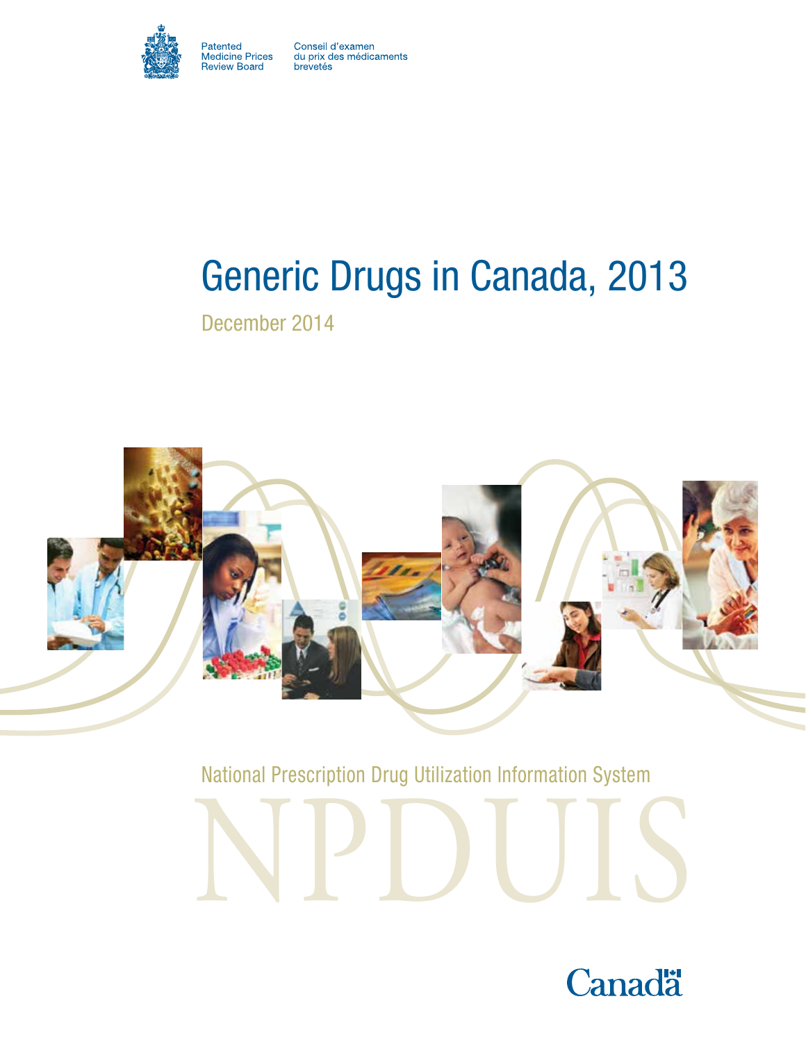Patented Medicine Prices Review Board

Conseil d'examen du prix des médicaments brevetés

# Generic Drugs in Canada, 2013

December 2014

National Prescription Drug Utilization Information System

NPDUIS

Canada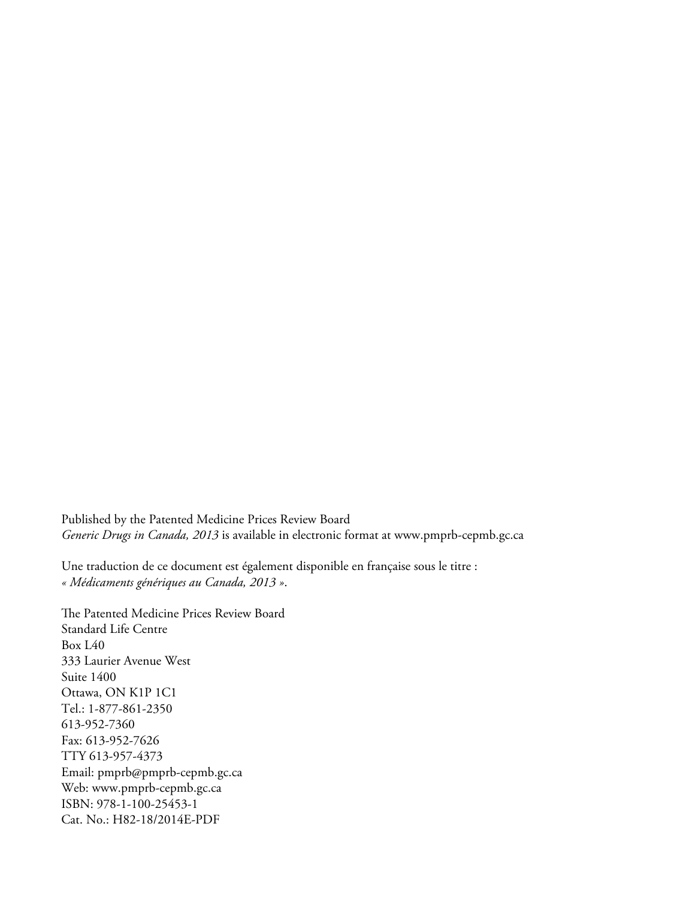Published by the Patented Medicine Prices Review Board
*Generic Drugs in Canada, 2013* is available in electronic format at www.pmprb-cepmb.gc.ca

Une traduction de ce document est également disponible en française sous le titre :
*« Médicaments génériques au Canada, 2013 »*.

The Patented Medicine Prices Review Board
Standard Life Centre
Box L40
333 Laurier Avenue West
Suite 1400
Ottawa, ON K1P 1C1
Tel.: 1-877-861-2350
613-952-7360
Fax: 613-952-7626
TTY 613-957-4373
Email: pmprb@pmprb-cepmb.gc.ca
Web: www.pmprb-cepmb.gc.ca
ISBN: 978-1-100-25453-1
Cat. No.: H82-18/2014E-PDF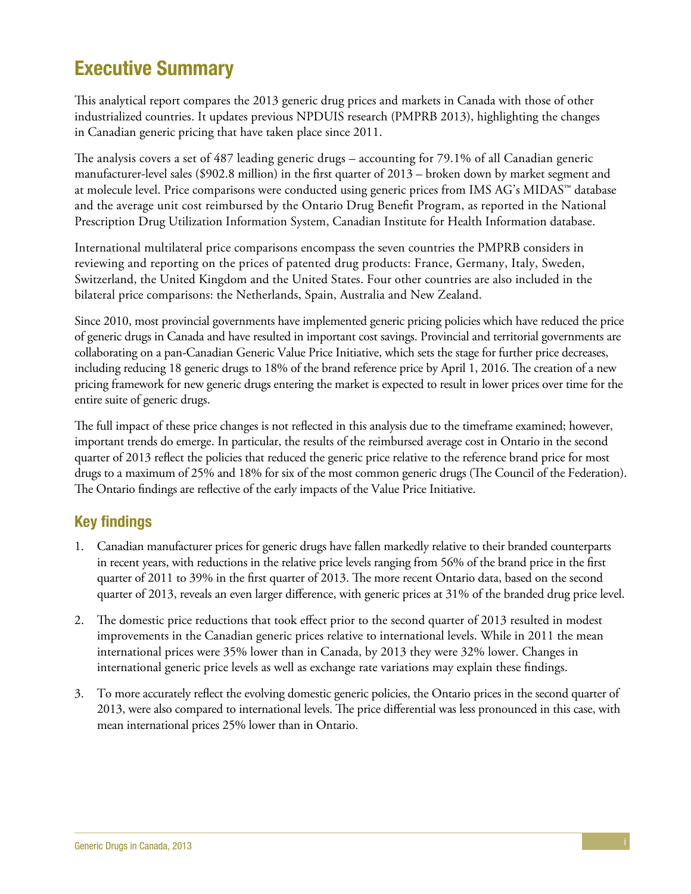# Executive Summary

This analytical report compares the 2013 generic drug prices and markets in Canada with those of other industrialized countries. It updates previous NPDUIS research (PMPRB 2013), highlighting the changes in Canadian generic pricing that have taken place since 2011.

The analysis covers a set of 487 leading generic drugs – accounting for 79.1% of all Canadian generic manufacturer-level sales ($902.8 million) in the first quarter of 2013 – broken down by market segment and at molecule level. Price comparisons were conducted using generic prices from IMS AG's MIDAS™ database and the average unit cost reimbursed by the Ontario Drug Benefit Program, as reported in the National Prescription Drug Utilization Information System, Canadian Institute for Health Information database.

International multilateral price comparisons encompass the seven countries the PMPRB considers in reviewing and reporting on the prices of patented drug products: France, Germany, Italy, Sweden, Switzerland, the United Kingdom and the United States. Four other countries are also included in the bilateral price comparisons: the Netherlands, Spain, Australia and New Zealand.

Since 2010, most provincial governments have implemented generic pricing policies which have reduced the price of generic drugs in Canada and have resulted in important cost savings. Provincial and territorial governments are collaborating on a pan-Canadian Generic Value Price Initiative, which sets the stage for further price decreases, including reducing 18 generic drugs to 18% of the brand reference price by April 1, 2016. The creation of a new pricing framework for new generic drugs entering the market is expected to result in lower prices over time for the entire suite of generic drugs.

The full impact of these price changes is not reflected in this analysis due to the timeframe examined; however, important trends do emerge. In particular, the results of the reimbursed average cost in Ontario in the second quarter of 2013 reflect the policies that reduced the generic price relative to the reference brand price for most drugs to a maximum of 25% and 18% for six of the most common generic drugs (The Council of the Federation). The Ontario findings are reflective of the early impacts of the Value Price Initiative.

## Key findings

1. Canadian manufacturer prices for generic drugs have fallen markedly relative to their branded counterparts in recent years, with reductions in the relative price levels ranging from 56% of the brand price in the first quarter of 2011 to 39% in the first quarter of 2013. The more recent Ontario data, based on the second quarter of 2013, reveals an even larger difference, with generic prices at 31% of the branded drug price level.

2. The domestic price reductions that took effect prior to the second quarter of 2013 resulted in modest improvements in the Canadian generic prices relative to international levels. While in 2011 the mean international prices were 35% lower than in Canada, by 2013 they were 32% lower. Changes in international generic price levels as well as exchange rate variations may explain these findings.

3. To more accurately reflect the evolving domestic generic policies, the Ontario prices in the second quarter of 2013, were also compared to international levels. The price differential was less pronounced in this case, with mean international prices 25% lower than in Ontario.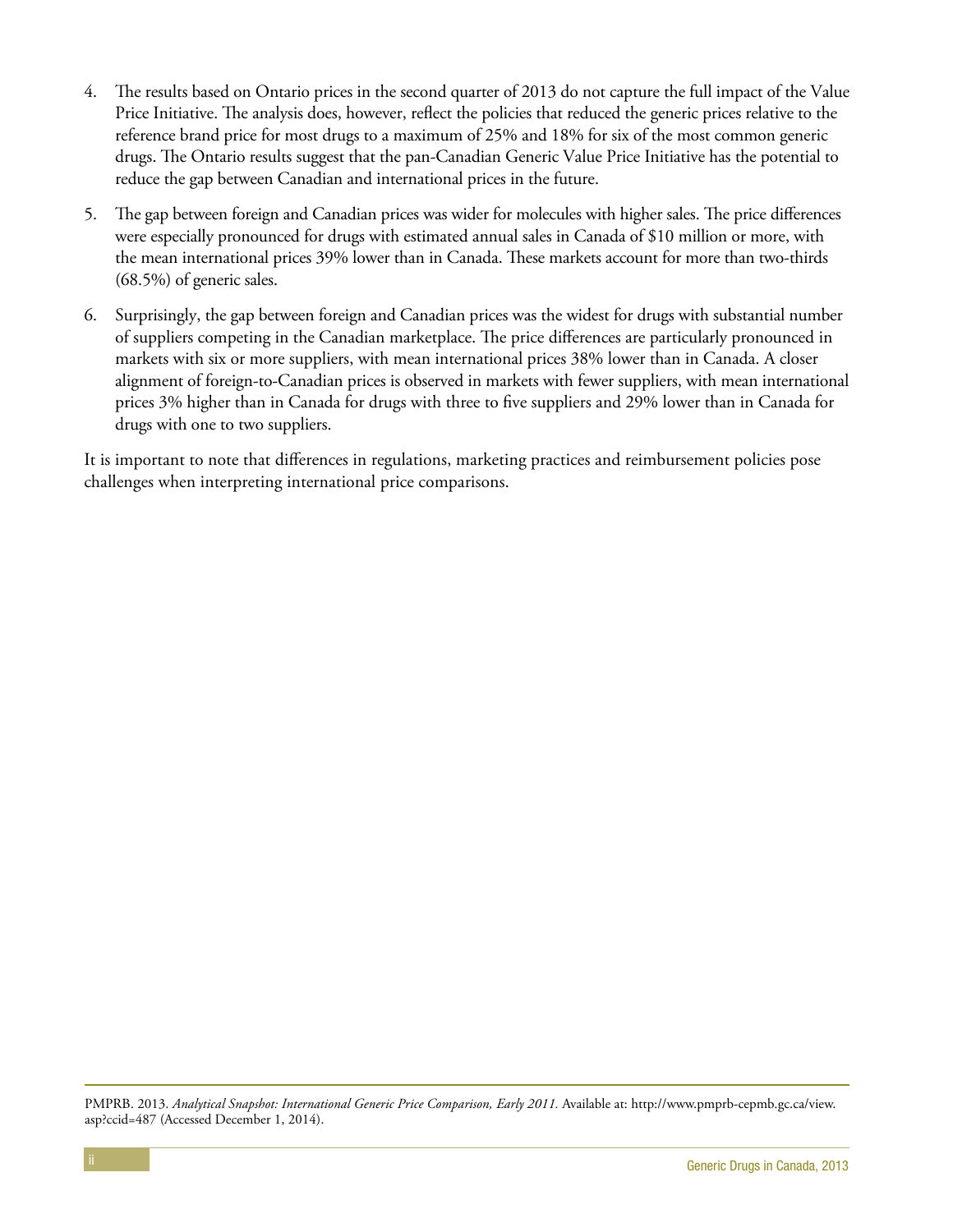4. The results based on Ontario prices in the second quarter of 2013 do not capture the full impact of the Value Price Initiative. The analysis does, however, reflect the policies that reduced the generic prices relative to the reference brand price for most drugs to a maximum of 25% and 18% for six of the most common generic drugs. The Ontario results suggest that the pan-Canadian Generic Value Price Initiative has the potential to reduce the gap between Canadian and international prices in the future.

5. The gap between foreign and Canadian prices was wider for molecules with higher sales. The price differences were especially pronounced for drugs with estimated annual sales in Canada of $10 million or more, with the mean international prices 39% lower than in Canada. These markets account for more than two-thirds (68.5%) of generic sales.

6. Surprisingly, the gap between foreign and Canadian prices was the widest for drugs with substantial number of suppliers competing in the Canadian marketplace. The price differences are particularly pronounced in markets with six or more suppliers, with mean international prices 38% lower than in Canada. A closer alignment of foreign-to-Canadian prices is observed in markets with fewer suppliers, with mean international prices 3% higher than in Canada for drugs with three to five suppliers and 29% lower than in Canada for drugs with one to two suppliers.

It is important to note that differences in regulations, marketing practices and reimbursement policies pose challenges when interpreting international price comparisons.

---

PMPRB. 2013. *Analytical Snapshot: International Generic Price Comparison, Early 2011.* Available at: http://www.pmprb-cepmb.gc.ca/view.asp?ccid=487 (Accessed December 1, 2014).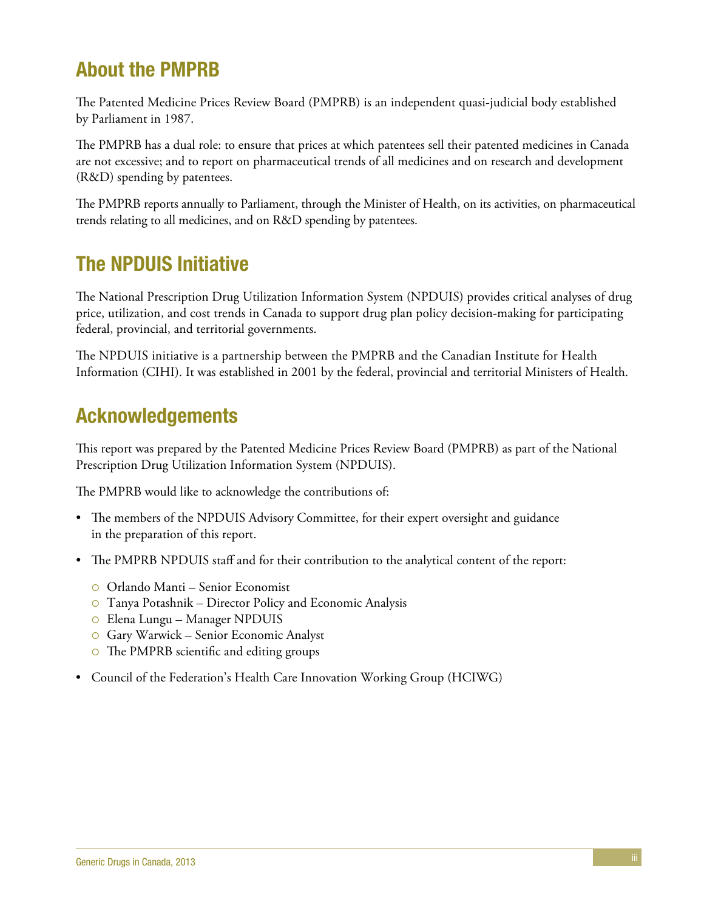## About the PMPRB

The Patented Medicine Prices Review Board (PMPRB) is an independent quasi-judicial body established by Parliament in 1987.

The PMPRB has a dual role: to ensure that prices at which patentees sell their patented medicines in Canada are not excessive; and to report on pharmaceutical trends of all medicines and on research and development (R&D) spending by patentees.

The PMPRB reports annually to Parliament, through the Minister of Health, on its activities, on pharmaceutical trends relating to all medicines, and on R&D spending by patentees.

## The NPDUIS Initiative

The National Prescription Drug Utilization Information System (NPDUIS) provides critical analyses of drug price, utilization, and cost trends in Canada to support drug plan policy decision-making for participating federal, provincial, and territorial governments.

The NPDUIS initiative is a partnership between the PMPRB and the Canadian Institute for Health Information (CIHI). It was established in 2001 by the federal, provincial and territorial Ministers of Health.

## Acknowledgements

This report was prepared by the Patented Medicine Prices Review Board (PMPRB) as part of the National Prescription Drug Utilization Information System (NPDUIS).

The PMPRB would like to acknowledge the contributions of:

- The members of the NPDUIS Advisory Committee, for their expert oversight and guidance in the preparation of this report.
- The PMPRB NPDUIS staff and for their contribution to the analytical content of the report:
  - Orlando Manti – Senior Economist
  - Tanya Potashnik – Director Policy and Economic Analysis
  - Elena Lungu – Manager NPDUIS
  - Gary Warwick – Senior Economic Analyst
  - The PMPRB scientific and editing groups
- Council of the Federation's Health Care Innovation Working Group (HCIWG)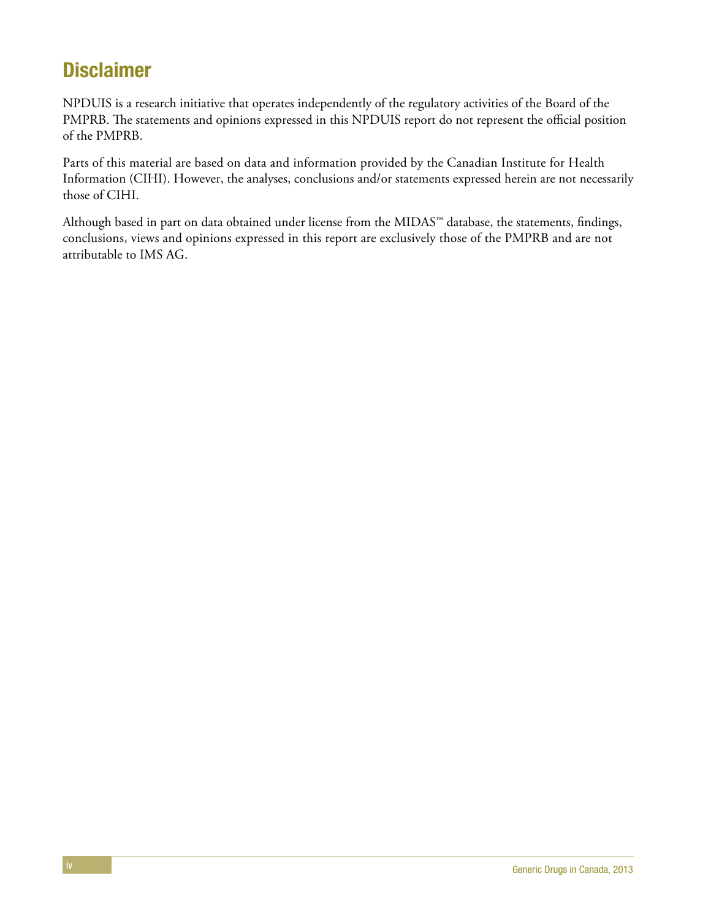# Disclaimer

NPDUIS is a research initiative that operates independently of the regulatory activities of the Board of the PMPRB. The statements and opinions expressed in this NPDUIS report do not represent the official position of the PMPRB.

Parts of this material are based on data and information provided by the Canadian Institute for Health Information (CIHI). However, the analyses, conclusions and/or statements expressed herein are not necessarily those of CIHI.

Although based in part on data obtained under license from the MIDAS™ database, the statements, findings, conclusions, views and opinions expressed in this report are exclusively those of the PMPRB and are not attributable to IMS AG.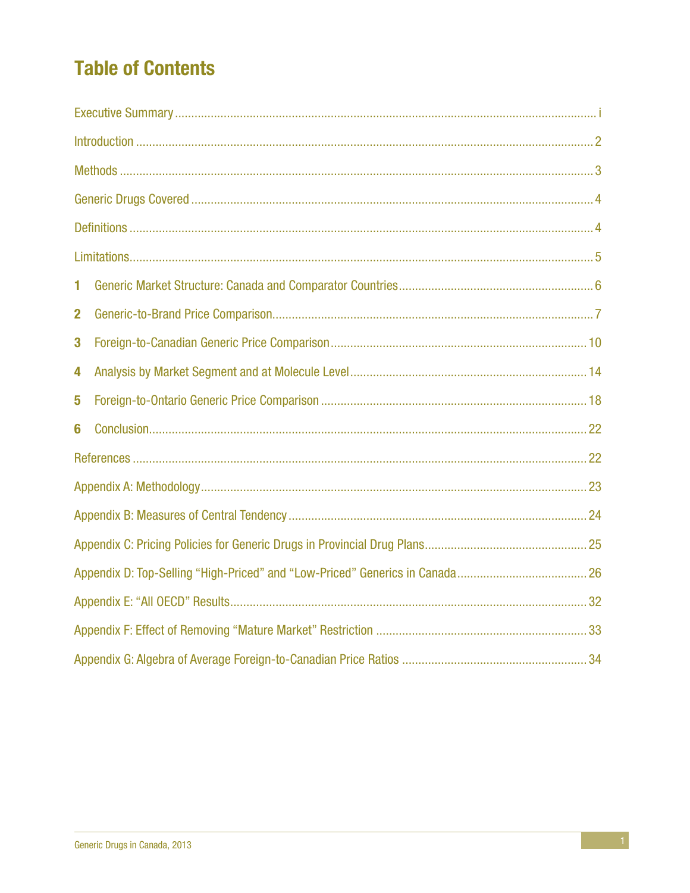# Table of Contents

Executive Summary ..... i

Introduction ..... 2

Methods ..... 3

Generic Drugs Covered ..... 4

Definitions ..... 4

Limitations ..... 5

**1** Generic Market Structure: Canada and Comparator Countries ..... 6

**2** Generic-to-Brand Price Comparison ..... 7

**3** Foreign-to-Canadian Generic Price Comparison ..... 10

**4** Analysis by Market Segment and at Molecule Level ..... 14

**5** Foreign-to-Ontario Generic Price Comparison ..... 18

**6** Conclusion ..... 22

References ..... 22

Appendix A: Methodology ..... 23

Appendix B: Measures of Central Tendency ..... 24

Appendix C: Pricing Policies for Generic Drugs in Provincial Drug Plans ..... 25

Appendix D: Top-Selling “High-Priced” and “Low-Priced” Generics in Canada ..... 26

Appendix E: “All OECD” Results ..... 32

Appendix F: Effect of Removing “Mature Market” Restriction ..... 33

Appendix G: Algebra of Average Foreign-to-Canadian Price Ratios ..... 34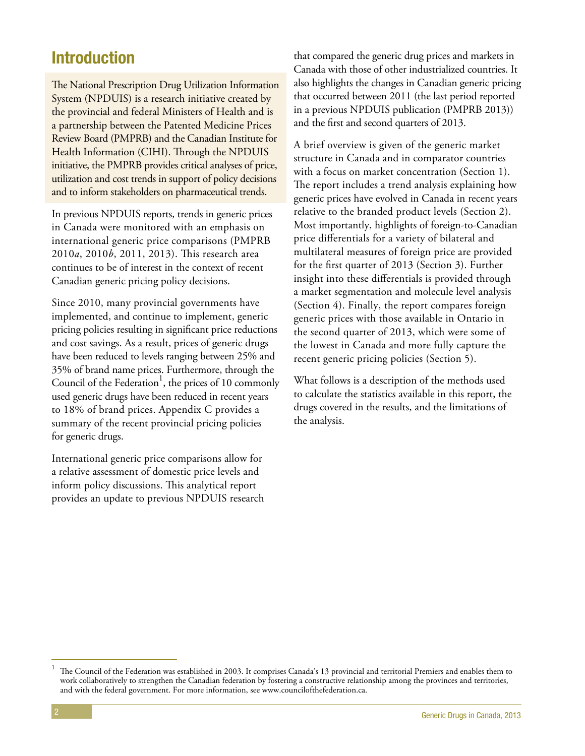# Introduction

The National Prescription Drug Utilization Information System (NPDUIS) is a research initiative created by the provincial and federal Ministers of Health and is a partnership between the Patented Medicine Prices Review Board (PMPRB) and the Canadian Institute for Health Information (CIHI). Through the NPDUIS initiative, the PMPRB provides critical analyses of price, utilization and cost trends in support of policy decisions and to inform stakeholders on pharmaceutical trends.

In previous NPDUIS reports, trends in generic prices in Canada were monitored with an emphasis on international generic price comparisons (PMPRB 2010*a*, 2010*b*, 2011, 2013). This research area continues to be of interest in the context of recent Canadian generic pricing policy decisions.

Since 2010, many provincial governments have implemented, and continue to implement, generic pricing policies resulting in significant price reductions and cost savings. As a result, prices of generic drugs have been reduced to levels ranging between 25% and 35% of brand name prices. Furthermore, through the Council of the Federation[1], the prices of 10 commonly used generic drugs have been reduced in recent years to 18% of brand prices. Appendix C provides a summary of the recent provincial pricing policies for generic drugs.

International generic price comparisons allow for a relative assessment of domestic price levels and inform policy discussions. This analytical report provides an update to previous NPDUIS research that compared the generic drug prices and markets in Canada with those of other industrialized countries. It also highlights the changes in Canadian generic pricing that occurred between 2011 (the last period reported in a previous NPDUIS publication (PMPRB 2013)) and the first and second quarters of 2013.

A brief overview is given of the generic market structure in Canada and in comparator countries with a focus on market concentration (Section 1). The report includes a trend analysis explaining how generic prices have evolved in Canada in recent years relative to the branded product levels (Section 2). Most importantly, highlights of foreign-to-Canadian price differentials for a variety of bilateral and multilateral measures of foreign price are provided for the first quarter of 2013 (Section 3). Further insight into these differentials is provided through a market segmentation and molecule level analysis (Section 4). Finally, the report compares foreign generic prices with those available in Ontario in the second quarter of 2013, which were some of the lowest in Canada and more fully capture the recent generic pricing policies (Section 5).

What follows is a description of the methods used to calculate the statistics available in this report, the drugs covered in the results, and the limitations of the analysis.

---

[1] The Council of the Federation was established in 2003. It comprises Canada's 13 provincial and territorial Premiers and enables them to work collaboratively to strengthen the Canadian federation by fostering a constructive relationship among the provinces and territories, and with the federal government. For more information, see www.councilofthefederation.ca.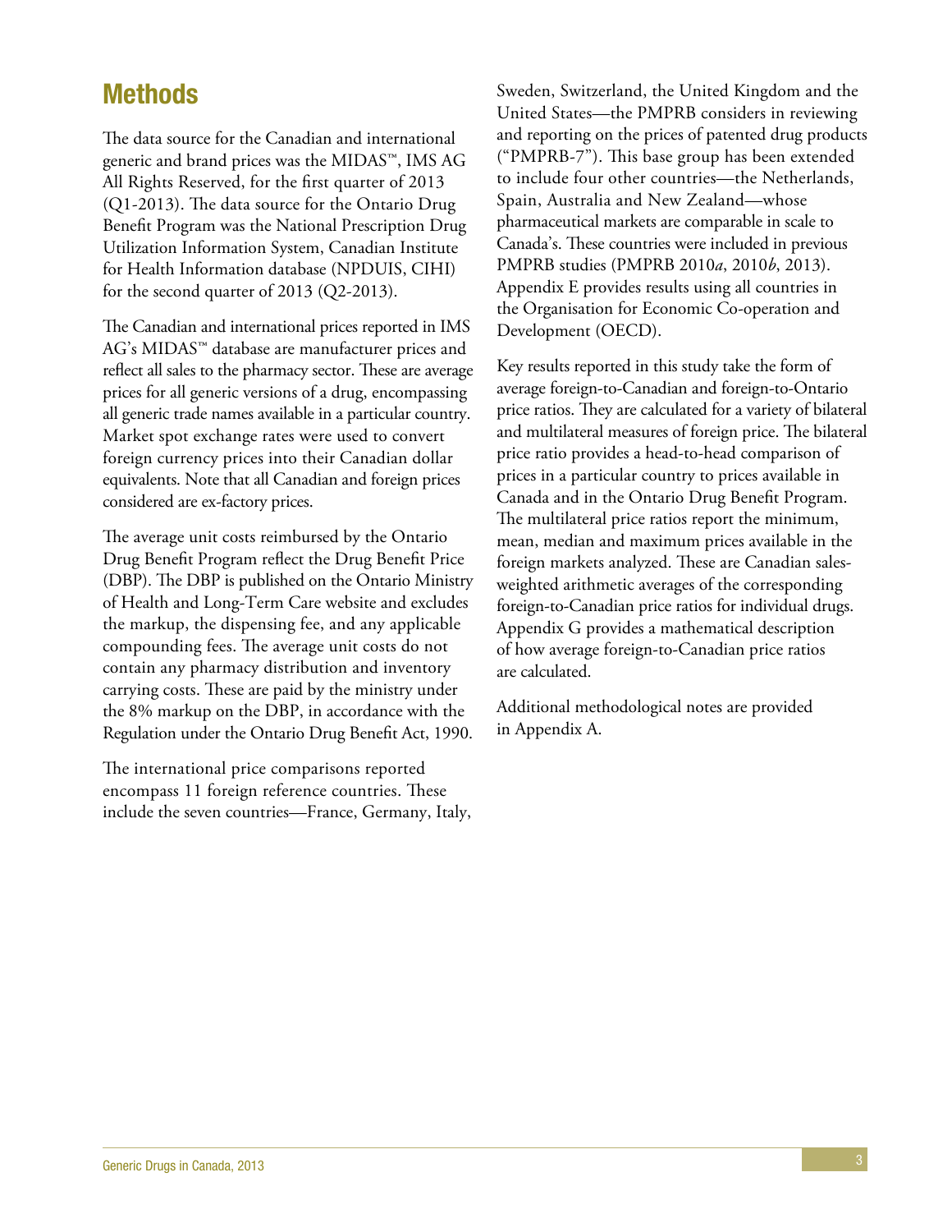# Methods

The data source for the Canadian and international generic and brand prices was the MIDAS™, IMS AG All Rights Reserved, for the first quarter of 2013 (Q1-2013). The data source for the Ontario Drug Benefit Program was the National Prescription Drug Utilization Information System, Canadian Institute for Health Information database (NPDUIS, CIHI) for the second quarter of 2013 (Q2-2013).

The Canadian and international prices reported in IMS AG's MIDAS™ database are manufacturer prices and reflect all sales to the pharmacy sector. These are average prices for all generic versions of a drug, encompassing all generic trade names available in a particular country. Market spot exchange rates were used to convert foreign currency prices into their Canadian dollar equivalents. Note that all Canadian and foreign prices considered are ex-factory prices.

The average unit costs reimbursed by the Ontario Drug Benefit Program reflect the Drug Benefit Price (DBP). The DBP is published on the Ontario Ministry of Health and Long-Term Care website and excludes the markup, the dispensing fee, and any applicable compounding fees. The average unit costs do not contain any pharmacy distribution and inventory carrying costs. These are paid by the ministry under the 8% markup on the DBP, in accordance with the Regulation under the Ontario Drug Benefit Act, 1990.

The international price comparisons reported encompass 11 foreign reference countries. These include the seven countries—France, Germany, Italy, Sweden, Switzerland, the United Kingdom and the United States—the PMPRB considers in reviewing and reporting on the prices of patented drug products ("PMPRB-7"). This base group has been extended to include four other countries—the Netherlands, Spain, Australia and New Zealand—whose pharmaceutical markets are comparable in scale to Canada's. These countries were included in previous PMPRB studies (PMPRB 2010*a*, 2010*b*, 2013). Appendix E provides results using all countries in the Organisation for Economic Co-operation and Development (OECD).

Key results reported in this study take the form of average foreign-to-Canadian and foreign-to-Ontario price ratios. They are calculated for a variety of bilateral and multilateral measures of foreign price. The bilateral price ratio provides a head-to-head comparison of prices in a particular country to prices available in Canada and in the Ontario Drug Benefit Program. The multilateral price ratios report the minimum, mean, median and maximum prices available in the foreign markets analyzed. These are Canadian sales-weighted arithmetic averages of the corresponding foreign-to-Canadian price ratios for individual drugs. Appendix G provides a mathematical description of how average foreign-to-Canadian price ratios are calculated.

Additional methodological notes are provided in Appendix A.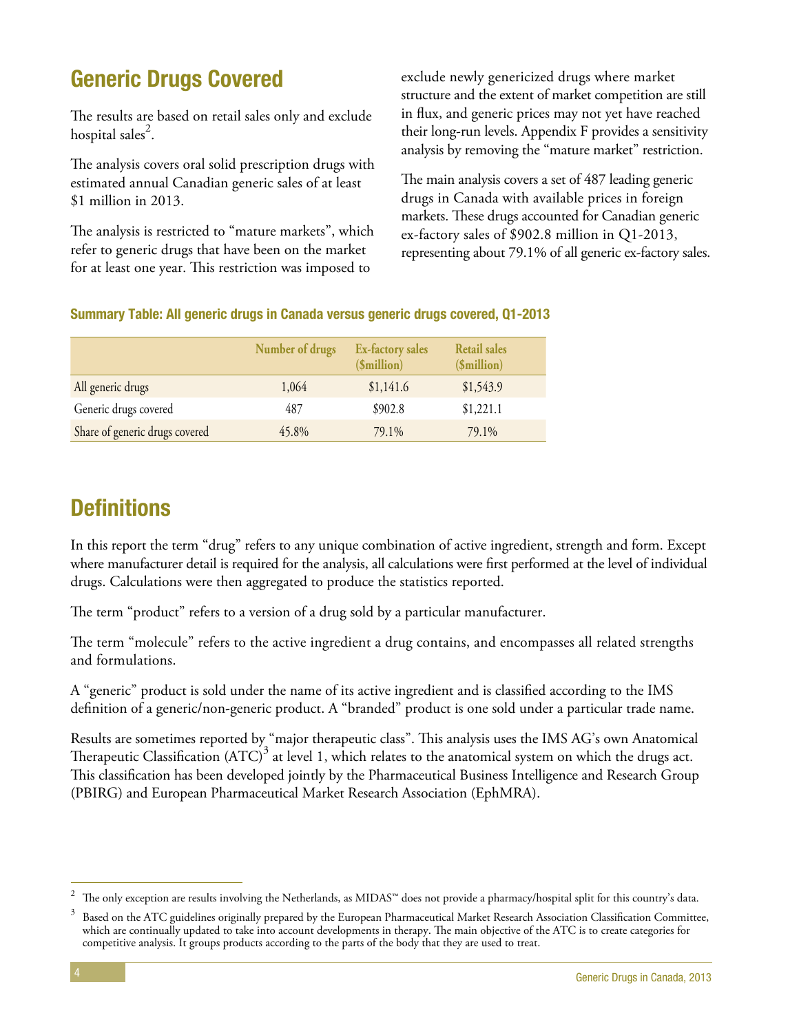## Generic Drugs Covered

The results are based on retail sales only and exclude hospital sales[2].

The analysis covers oral solid prescription drugs with estimated annual Canadian generic sales of at least $1 million in 2013.

The analysis is restricted to “mature markets”, which refer to generic drugs that have been on the market for at least one year. This restriction was imposed to exclude newly genericized drugs where market structure and the extent of market competition are still in flux, and generic prices may not yet have reached their long-run levels. Appendix F provides a sensitivity analysis by removing the “mature market” restriction.

The main analysis covers a set of 487 leading generic drugs in Canada with available prices in foreign markets. These drugs accounted for Canadian generic ex-factory sales of $902.8 million in Q1-2013, representing about 79.1% of all generic ex-factory sales.

**Summary Table: All generic drugs in Canada versus generic drugs covered, Q1-2013**

| | Number of drugs | Ex-factory sales ($million) | Retail sales ($million) |
|---|---|---|---|
| All generic drugs | 1,064 | $1,141.6 | $1,543.9 |
| Generic drugs covered | 487 | $902.8 | $1,221.1 |
| Share of generic drugs covered | 45.8% | 79.1% | 79.1% |

## Definitions

In this report the term “drug” refers to any unique combination of active ingredient, strength and form. Except where manufacturer detail is required for the analysis, all calculations were first performed at the level of individual drugs. Calculations were then aggregated to produce the statistics reported.

The term “product” refers to a version of a drug sold by a particular manufacturer.

The term “molecule” refers to the active ingredient a drug contains, and encompasses all related strengths and formulations.

A “generic” product is sold under the name of its active ingredient and is classified according to the IMS definition of a generic/non-generic product. A “branded” product is one sold under a particular trade name.

Results are sometimes reported by “major therapeutic class”. This analysis uses the IMS AG’s own Anatomical Therapeutic Classification (ATC)[3] at level 1, which relates to the anatomical system on which the drugs act. This classification has been developed jointly by the Pharmaceutical Business Intelligence and Research Group (PBIRG) and European Pharmaceutical Market Research Association (EphMRA).

---

[2] The only exception are results involving the Netherlands, as MIDAS™ does not provide a pharmacy/hospital split for this country’s data.

[3] Based on the ATC guidelines originally prepared by the European Pharmaceutical Market Research Association Classification Committee, which are continually updated to take into account developments in therapy. The main objective of the ATC is to create categories for competitive analysis. It groups products according to the parts of the body that they are used to treat.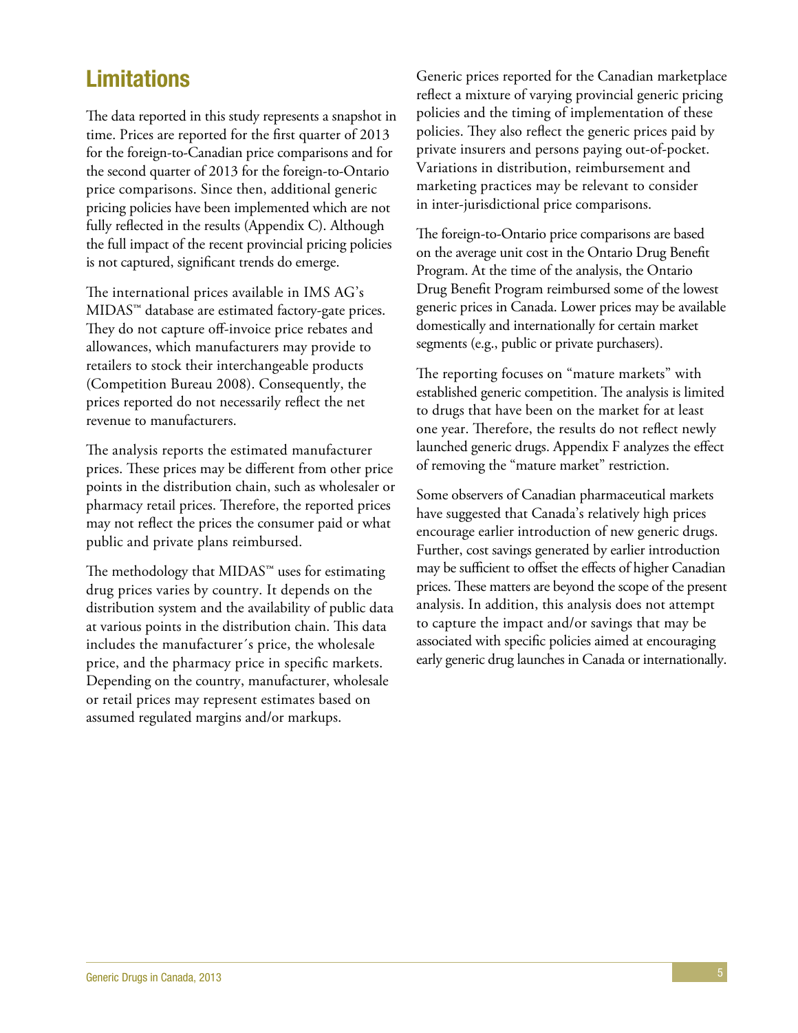## Limitations

The data reported in this study represents a snapshot in time. Prices are reported for the first quarter of 2013 for the foreign-to-Canadian price comparisons and for the second quarter of 2013 for the foreign-to-Ontario price comparisons. Since then, additional generic pricing policies have been implemented which are not fully reflected in the results (Appendix C). Although the full impact of the recent provincial pricing policies is not captured, significant trends do emerge.

The international prices available in IMS AG's MIDAS™ database are estimated factory-gate prices. They do not capture off-invoice price rebates and allowances, which manufacturers may provide to retailers to stock their interchangeable products (Competition Bureau 2008). Consequently, the prices reported do not necessarily reflect the net revenue to manufacturers.

The analysis reports the estimated manufacturer prices. These prices may be different from other price points in the distribution chain, such as wholesaler or pharmacy retail prices. Therefore, the reported prices may not reflect the prices the consumer paid or what public and private plans reimbursed.

The methodology that MIDAS™ uses for estimating drug prices varies by country. It depends on the distribution system and the availability of public data at various points in the distribution chain. This data includes the manufacturer´s price, the wholesale price, and the pharmacy price in specific markets. Depending on the country, manufacturer, wholesale or retail prices may represent estimates based on assumed regulated margins and/or markups.

Generic prices reported for the Canadian marketplace reflect a mixture of varying provincial generic pricing policies and the timing of implementation of these policies. They also reflect the generic prices paid by private insurers and persons paying out-of-pocket. Variations in distribution, reimbursement and marketing practices may be relevant to consider in inter-jurisdictional price comparisons.

The foreign-to-Ontario price comparisons are based on the average unit cost in the Ontario Drug Benefit Program. At the time of the analysis, the Ontario Drug Benefit Program reimbursed some of the lowest generic prices in Canada. Lower prices may be available domestically and internationally for certain market segments (e.g., public or private purchasers).

The reporting focuses on "mature markets" with established generic competition. The analysis is limited to drugs that have been on the market for at least one year. Therefore, the results do not reflect newly launched generic drugs. Appendix F analyzes the effect of removing the "mature market" restriction.

Some observers of Canadian pharmaceutical markets have suggested that Canada's relatively high prices encourage earlier introduction of new generic drugs. Further, cost savings generated by earlier introduction may be sufficient to offset the effects of higher Canadian prices. These matters are beyond the scope of the present analysis. In addition, this analysis does not attempt to capture the impact and/or savings that may be associated with specific policies aimed at encouraging early generic drug launches in Canada or internationally.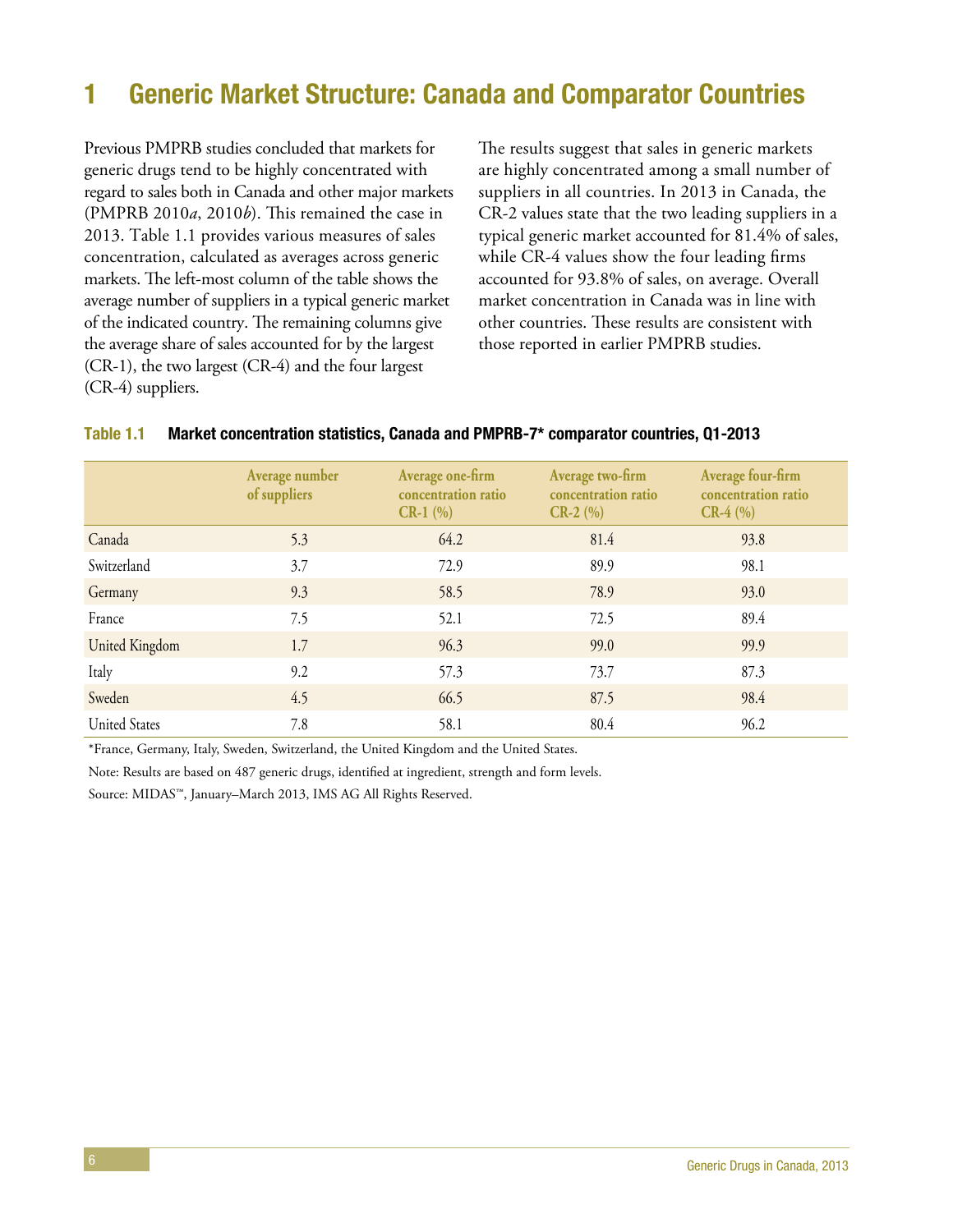# 1 Generic Market Structure: Canada and Comparator Countries

Previous PMPRB studies concluded that markets for generic drugs tend to be highly concentrated with regard to sales both in Canada and other major markets (PMPRB 2010*a*, 2010*b*). This remained the case in 2013. Table 1.1 provides various measures of sales concentration, calculated as averages across generic markets. The left-most column of the table shows the average number of suppliers in a typical generic market of the indicated country. The remaining columns give the average share of sales accounted for by the largest (CR-1), the two largest (CR-4) and the four largest (CR-4) suppliers.

The results suggest that sales in generic markets are highly concentrated among a small number of suppliers in all countries. In 2013 in Canada, the CR-2 values state that the two leading suppliers in a typical generic market accounted for 81.4% of sales, while CR-4 values show the four leading firms accounted for 93.8% of sales, on average. Overall market concentration in Canada was in line with other countries. These results are consistent with those reported in earlier PMPRB studies.

**Table 1.1 Market concentration statistics, Canada and PMPRB-7* comparator countries, Q1-2013**

| | Average number of suppliers | Average one-firm concentration ratio CR-1 (%) | Average two-firm concentration ratio CR-2 (%) | Average four-firm concentration ratio CR-4 (%) |
|---|---|---|---|---|
| Canada | 5.3 | 64.2 | 81.4 | 93.8 |
| Switzerland | 3.7 | 72.9 | 89.9 | 98.1 |
| Germany | 9.3 | 58.5 | 78.9 | 93.0 |
| France | 7.5 | 52.1 | 72.5 | 89.4 |
| United Kingdom | 1.7 | 96.3 | 99.0 | 99.9 |
| Italy | 9.2 | 57.3 | 73.7 | 87.3 |
| Sweden | 4.5 | 66.5 | 87.5 | 98.4 |
| United States | 7.8 | 58.1 | 80.4 | 96.2 |

*France, Germany, Italy, Sweden, Switzerland, the United Kingdom and the United States.

Note: Results are based on 487 generic drugs, identified at ingredient, strength and form levels.

Source: MIDAS™, January–March 2013, IMS AG All Rights Reserved.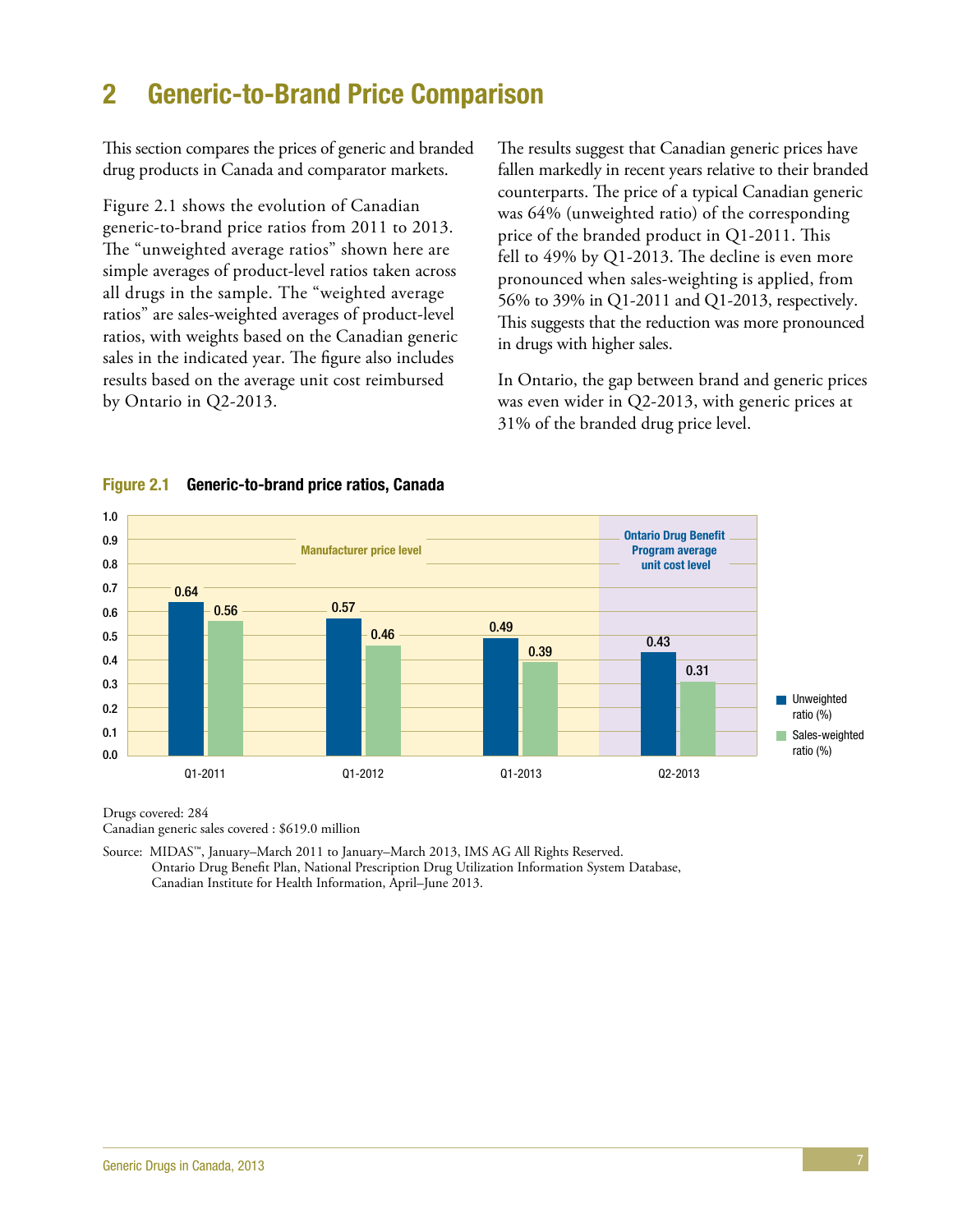## 2 Generic-to-Brand Price Comparison

This section compares the prices of generic and branded drug products in Canada and comparator markets.

Figure 2.1 shows the evolution of Canadian generic-to-brand price ratios from 2011 to 2013. The "unweighted average ratios" shown here are simple averages of product-level ratios taken across all drugs in the sample. The "weighted average ratios" are sales-weighted averages of product-level ratios, with weights based on the Canadian generic sales in the indicated year. The figure also includes results based on the average unit cost reimbursed by Ontario in Q2-2013.

The results suggest that Canadian generic prices have fallen markedly in recent years relative to their branded counterparts. The price of a typical Canadian generic was 64% (unweighted ratio) of the corresponding price of the branded product in Q1-2011. This fell to 49% by Q1-2013. The decline is even more pronounced when sales-weighting is applied, from 56% to 39% in Q1-2011 and Q1-2013, respectively. This suggests that the reduction was more pronounced in drugs with higher sales.

In Ontario, the gap between brand and generic prices was even wider in Q2-2013, with generic prices at 31% of the branded drug price level.

**Figure 2.1 Generic-to-brand price ratios, Canada**

| | Q1-2011 | Q1-2012 | Q1-2013 | Q2-2013 |
|---|---|---|---|---|
| | Manufacturer price level | | | Ontario Drug Benefit Program average unit cost level |
| Unweighted ratio (%) | 0.64 | 0.57 | 0.49 | 0.43 |
| Sales-weighted ratio (%) | 0.56 | 0.46 | 0.39 | 0.31 |

Drugs covered: 284
Canadian generic sales covered : $619.0 million

Source: MIDAS™, January–March 2011 to January–March 2013, IMS AG All Rights Reserved.
Ontario Drug Benefit Plan, National Prescription Drug Utilization Information System Database, Canadian Institute for Health Information, April–June 2013.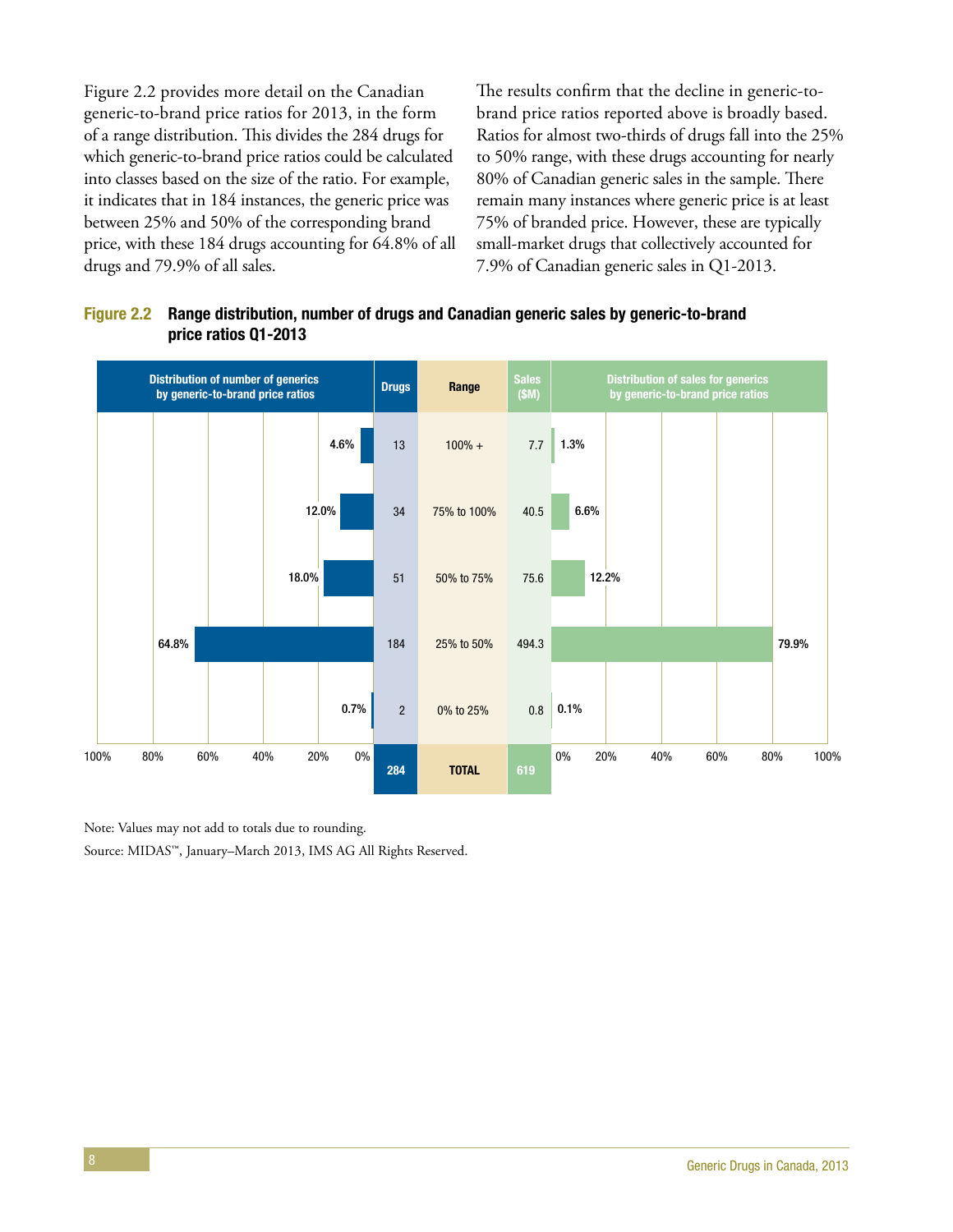Figure 2.2 provides more detail on the Canadian generic-to-brand price ratios for 2013, in the form of a range distribution. This divides the 284 drugs for which generic-to-brand price ratios could be calculated into classes based on the size of the ratio. For example, it indicates that in 184 instances, the generic price was between 25% and 50% of the corresponding brand price, with these 184 drugs accounting for 64.8% of all drugs and 79.9% of all sales.

The results confirm that the decline in generic-to-brand price ratios reported above is broadly based. Ratios for almost two-thirds of drugs fall into the 25% to 50% range, with these drugs accounting for nearly 80% of Canadian generic sales in the sample. There remain many instances where generic price is at least 75% of branded price. However, these are typically small-market drugs that collectively accounted for 7.9% of Canadian generic sales in Q1-2013.

**Figure 2.2 Range distribution, number of drugs and Canadian generic sales by generic-to-brand price ratios Q1-2013**

| Distribution of number of generics by generic-to-brand price ratios | Drugs | Range | Sales ($M) | Distribution of sales for generics by generic-to-brand price ratios |
|---|---|---|---|---|
| 4.6% | 13 | 100% + | 7.7 | 1.3% |
| 12.0% | 34 | 75% to 100% | 40.5 | 6.6% |
| 18.0% | 51 | 50% to 75% | 75.6 | 12.2% |
| 64.8% | 184 | 25% to 50% | 494.3 | 79.9% |
| 0.7% | 2 | 0% to 25% | 0.8 | 0.1% |
| | 284 | TOTAL | 619 | |

Note: Values may not add to totals due to rounding.

Source: MIDAS™, January–March 2013, IMS AG All Rights Reserved.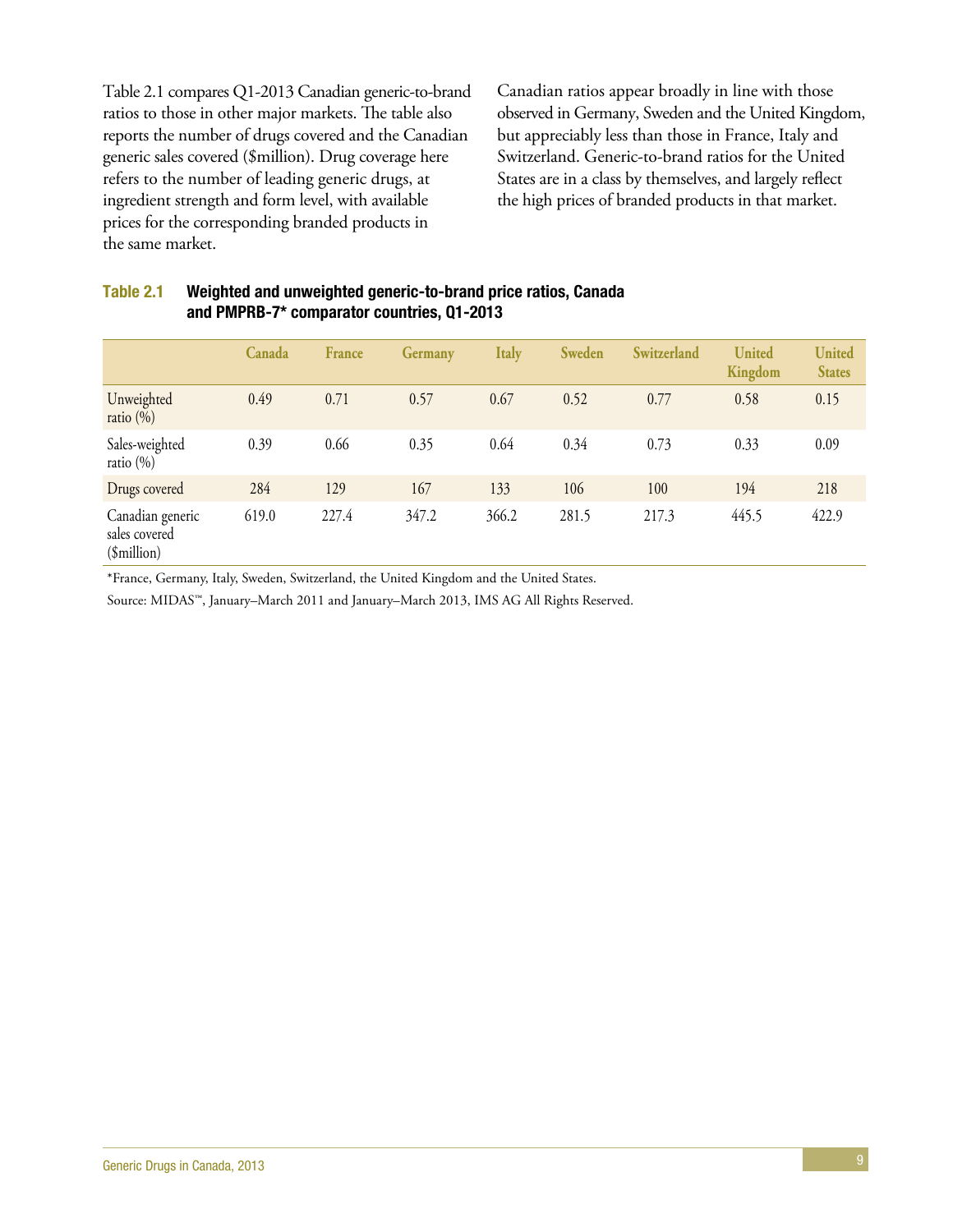Table 2.1 compares Q1-2013 Canadian generic-to-brand ratios to those in other major markets. The table also reports the number of drugs covered and the Canadian generic sales covered ($million). Drug coverage here refers to the number of leading generic drugs, at ingredient strength and form level, with available prices for the corresponding branded products in the same market.

Canadian ratios appear broadly in line with those observed in Germany, Sweden and the United Kingdom, but appreciably less than those in France, Italy and Switzerland. Generic-to-brand ratios for the United States are in a class by themselves, and largely reflect the high prices of branded products in that market.

**Table 2.1 Weighted and unweighted generic-to-brand price ratios, Canada and PMPRB-7* comparator countries, Q1-2013**

| | Canada | France | Germany | Italy | Sweden | Switzerland | United Kingdom | United States |
|---|---|---|---|---|---|---|---|---|
| Unweighted ratio (%) | 0.49 | 0.71 | 0.57 | 0.67 | 0.52 | 0.77 | 0.58 | 0.15 |
| Sales-weighted ratio (%) | 0.39 | 0.66 | 0.35 | 0.64 | 0.34 | 0.73 | 0.33 | 0.09 |
| Drugs covered | 284 | 129 | 167 | 133 | 106 | 100 | 194 | 218 |
| Canadian generic sales covered ($million) | 619.0 | 227.4 | 347.2 | 366.2 | 281.5 | 217.3 | 445.5 | 422.9 |

*France, Germany, Italy, Sweden, Switzerland, the United Kingdom and the United States.

Source: MIDAS™, January–March 2011 and January–March 2013, IMS AG All Rights Reserved.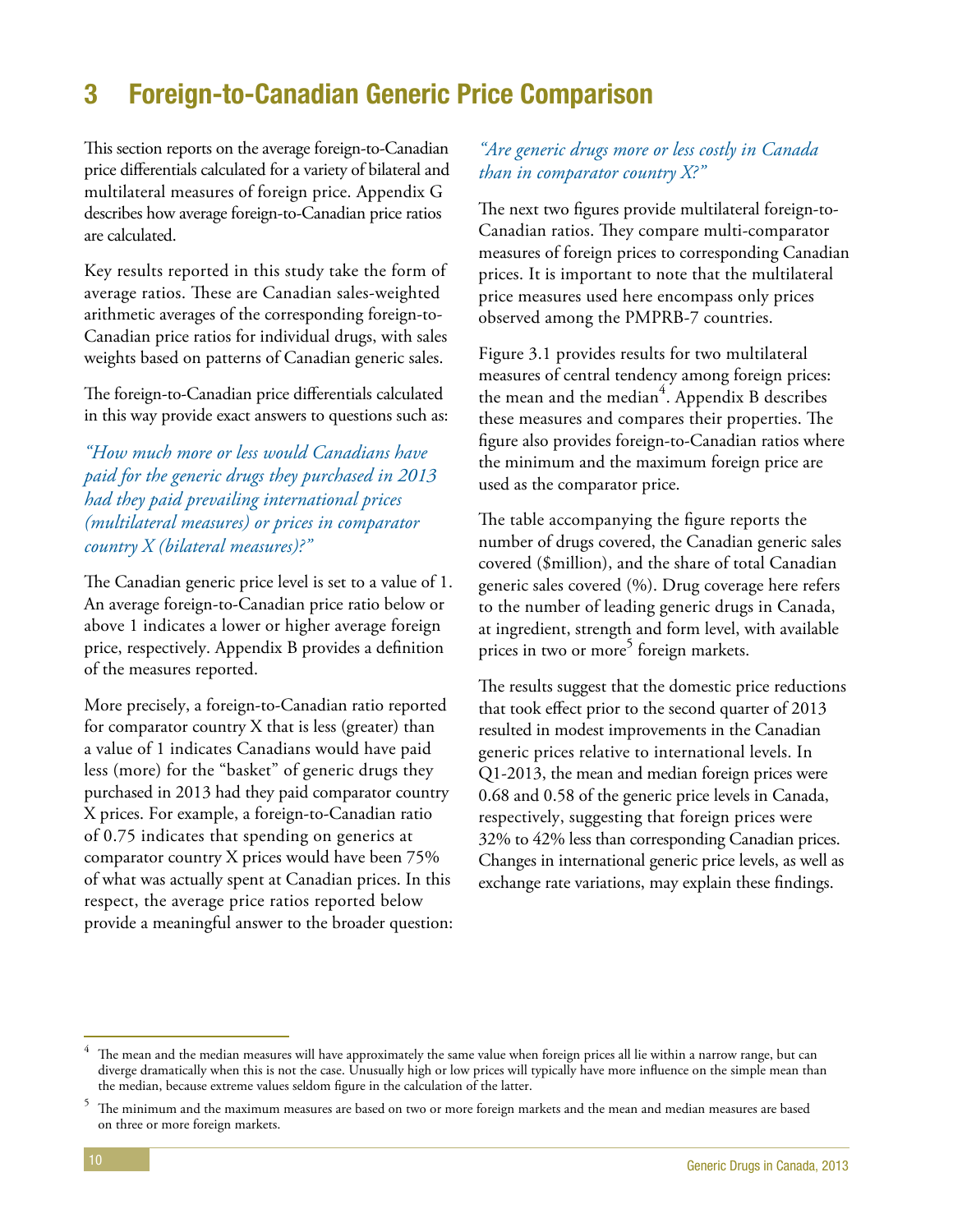# 3 Foreign-to-Canadian Generic Price Comparison

This section reports on the average foreign-to-Canadian price differentials calculated for a variety of bilateral and multilateral measures of foreign price. Appendix G describes how average foreign-to-Canadian price ratios are calculated.

Key results reported in this study take the form of average ratios. These are Canadian sales-weighted arithmetic averages of the corresponding foreign-to-Canadian price ratios for individual drugs, with sales weights based on patterns of Canadian generic sales.

The foreign-to-Canadian price differentials calculated in this way provide exact answers to questions such as:

*"How much more or less would Canadians have paid for the generic drugs they purchased in 2013 had they paid prevailing international prices (multilateral measures) or prices in comparator country X (bilateral measures)?"*

The Canadian generic price level is set to a value of 1. An average foreign-to-Canadian price ratio below or above 1 indicates a lower or higher average foreign price, respectively. Appendix B provides a definition of the measures reported.

More precisely, a foreign-to-Canadian ratio reported for comparator country X that is less (greater) than a value of 1 indicates Canadians would have paid less (more) for the "basket" of generic drugs they purchased in 2013 had they paid comparator country X prices. For example, a foreign-to-Canadian ratio of 0.75 indicates that spending on generics at comparator country X prices would have been 75% of what was actually spent at Canadian prices. In this respect, the average price ratios reported below provide a meaningful answer to the broader question:

*"Are generic drugs more or less costly in Canada than in comparator country X?"*

The next two figures provide multilateral foreign-to-Canadian ratios. They compare multi-comparator measures of foreign prices to corresponding Canadian prices. It is important to note that the multilateral price measures used here encompass only prices observed among the PMPRB-7 countries.

Figure 3.1 provides results for two multilateral measures of central tendency among foreign prices: the mean and the median[4]. Appendix B describes these measures and compares their properties. The figure also provides foreign-to-Canadian ratios where the minimum and the maximum foreign price are used as the comparator price.

The table accompanying the figure reports the number of drugs covered, the Canadian generic sales covered ($million), and the share of total Canadian generic sales covered (%). Drug coverage here refers to the number of leading generic drugs in Canada, at ingredient, strength and form level, with available prices in two or more[5] foreign markets.

The results suggest that the domestic price reductions that took effect prior to the second quarter of 2013 resulted in modest improvements in the Canadian generic prices relative to international levels. In Q1-2013, the mean and median foreign prices were 0.68 and 0.58 of the generic price levels in Canada, respectively, suggesting that foreign prices were 32% to 42% less than corresponding Canadian prices. Changes in international generic price levels, as well as exchange rate variations, may explain these findings.

---

[4] The mean and the median measures will have approximately the same value when foreign prices all lie within a narrow range, but can diverge dramatically when this is not the case. Unusually high or low prices will typically have more influence on the simple mean than the median, because extreme values seldom figure in the calculation of the latter.

[5] The minimum and the maximum measures are based on two or more foreign markets and the mean and median measures are based on three or more foreign markets.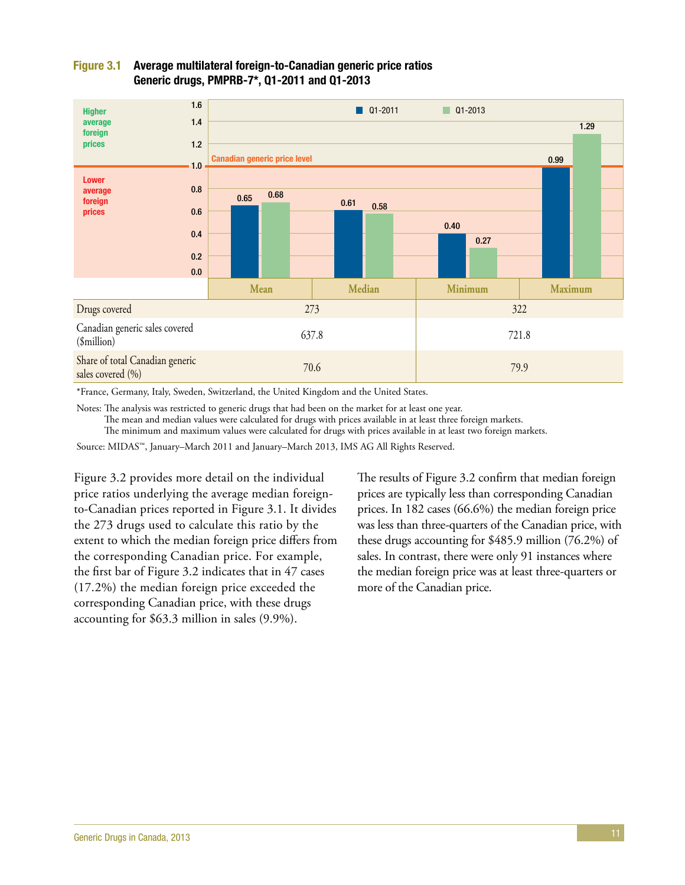**Figure 3.1 Average multilateral foreign-to-Canadian generic price ratios Generic drugs, PMPRB-7*, Q1-2011 and Q1-2013**

| | Mean | Median | Minimum | Maximum |
|---|---|---|---|---|
| Q1-2011 | 0.65 | 0.61 | 0.40 | 0.99 |
| Q1-2013 | 0.68 | 0.58 | 0.27 | 1.29 |

Canadian generic price level = 1.0 (above: Higher average foreign prices; below: Lower average foreign prices)

| | Mean / Median | Minimum / Maximum |
|---|---|---|
| Drugs covered | 273 | 322 |
| Canadian generic sales covered ($million) | 637.8 | 721.8 |
| Share of total Canadian generic sales covered (%) | 70.6 | 79.9 |

*France, Germany, Italy, Sweden, Switzerland, the United Kingdom and the United States.

Notes: The analysis was restricted to generic drugs that had been on the market for at least one year.
The mean and median values were calculated for drugs with prices available in at least three foreign markets.
The minimum and maximum values were calculated for drugs with prices available in at least two foreign markets.

Source: MIDAS™, January–March 2011 and January–March 2013, IMS AG All Rights Reserved.

Figure 3.2 provides more detail on the individual price ratios underlying the average median foreign-to-Canadian prices reported in Figure 3.1. It divides the 273 drugs used to calculate this ratio by the extent to which the median foreign price differs from the corresponding Canadian price. For example, the first bar of Figure 3.2 indicates that in 47 cases (17.2%) the median foreign price exceeded the corresponding Canadian price, with these drugs accounting for $63.3 million in sales (9.9%).

The results of Figure 3.2 confirm that median foreign prices are typically less than corresponding Canadian prices. In 182 cases (66.6%) the median foreign price was less than three-quarters of the Canadian price, with these drugs accounting for $485.9 million (76.2%) of sales. In contrast, there were only 91 instances where the median foreign price was at least three-quarters or more of the Canadian price.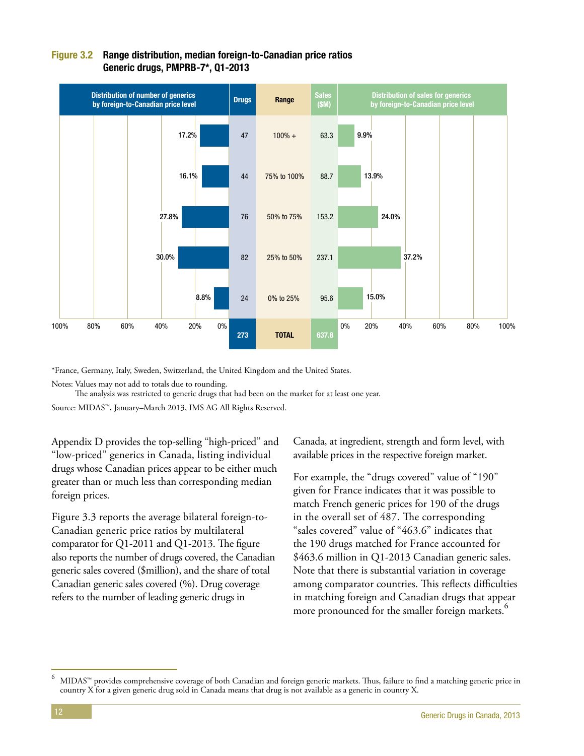**Figure 3.2 Range distribution, median foreign-to-Canadian price ratios Generic drugs, PMPRB-7*, Q1-2013**

| Distribution of number of generics by foreign-to-Canadian price level | Drugs | Range | Sales ($M) | Distribution of sales for generics by foreign-to-Canadian price level |
|---|---|---|---|---|
| 17.2% | 47 | 100% + | 63.3 | 9.9% |
| 16.1% | 44 | 75% to 100% | 88.7 | 13.9% |
| 27.8% | 76 | 50% to 75% | 153.2 | 24.0% |
| 30.0% | 82 | 25% to 50% | 237.1 | 37.2% |
| 8.8% | 24 | 0% to 25% | 95.6 | 15.0% |
| | 273 | TOTAL | 637.8 | |

*France, Germany, Italy, Sweden, Switzerland, the United Kingdom and the United States.

Notes: Values may not add to totals due to rounding.
The analysis was restricted to generic drugs that had been on the market for at least one year.

Source: MIDAS™, January–March 2013, IMS AG All Rights Reserved.

Appendix D provides the top-selling "high-priced" and "low-priced" generics in Canada, listing individual drugs whose Canadian prices appear to be either much greater than or much less than corresponding median foreign prices.

Figure 3.3 reports the average bilateral foreign-to-Canadian generic price ratios by multilateral comparator for Q1-2011 and Q1-2013. The figure also reports the number of drugs covered, the Canadian generic sales covered ($million), and the share of total Canadian generic sales covered (%). Drug coverage refers to the number of leading generic drugs in Canada, at ingredient, strength and form level, with available prices in the respective foreign market.

For example, the "drugs covered" value of "190" given for France indicates that it was possible to match French generic prices for 190 of the drugs in the overall set of 487. The corresponding "sales covered" value of "463.6" indicates that the 190 drugs matched for France accounted for $463.6 million in Q1-2013 Canadian generic sales. Note that there is substantial variation in coverage among comparator countries. This reflects difficulties in matching foreign and Canadian drugs that appear more pronounced for the smaller foreign markets.[6]

[6] MIDAS™ provides comprehensive coverage of both Canadian and foreign generic markets. Thus, failure to find a matching generic price in country X for a given generic drug sold in Canada means that drug is not available as a generic in country X.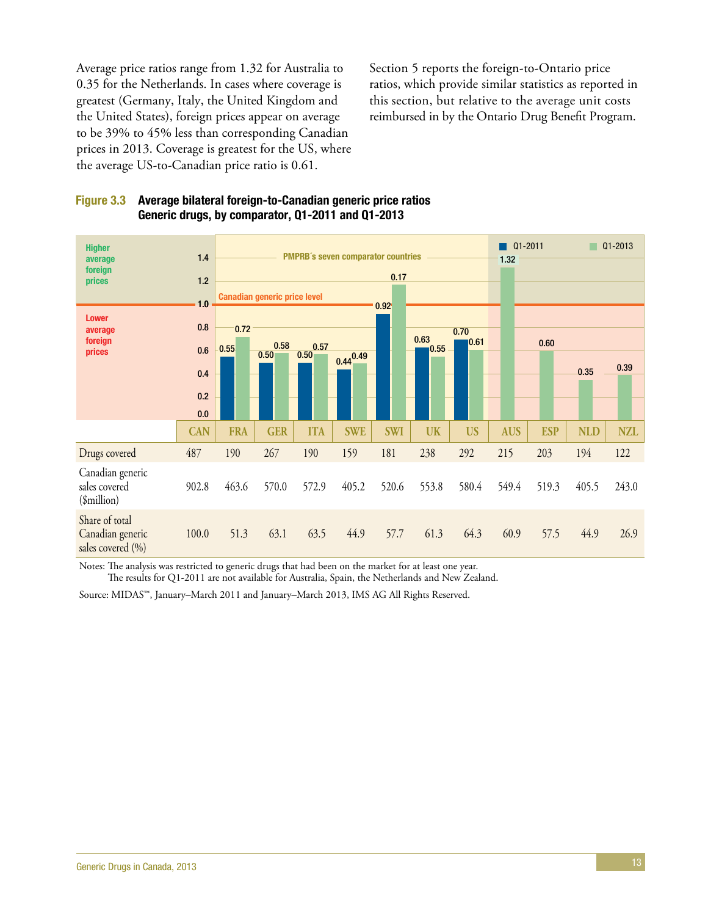Average price ratios range from 1.32 for Australia to 0.35 for the Netherlands. In cases where coverage is greatest (Germany, Italy, the United Kingdom and the United States), foreign prices appear on average to be 39% to 45% less than corresponding Canadian prices in 2013. Coverage is greatest for the US, where the average US-to-Canadian price ratio is 0.61.

Section 5 reports the foreign-to-Ontario price ratios, which provide similar statistics as reported in this section, but relative to the average unit costs reimbursed in by the Ontario Drug Benefit Program.

**Figure 3.3 Average bilateral foreign-to-Canadian generic price ratios Generic drugs, by comparator, Q1-2011 and Q1-2013**

| | CAN | FRA | GER | ITA | SWE | SWI | UK | US | AUS | ESP | NLD | NZL |
|---|---|---|---|---|---|---|---|---|---|---|---|---|
| Q1-2011 | | 0.55 | 0.50 | 0.50 | 0.44 | 0.92 | 0.63 | 0.70 | | | | |
| Q1-2013 | | 0.72 | 0.58 | 0.57 | 0.49 | 1.17 | 0.55 | 0.61 | 1.32 | 0.60 | 0.35 | 0.39 |
| Drugs covered | 487 | 190 | 267 | 190 | 159 | 181 | 238 | 292 | 215 | 203 | 194 | 122 |
| Canadian generic sales covered ($million) | 902.8 | 463.6 | 570.0 | 572.9 | 405.2 | 520.6 | 553.8 | 580.4 | 549.4 | 519.3 | 405.5 | 243.0 |
| Share of total Canadian generic sales covered (%) | 100.0 | 51.3 | 63.1 | 63.5 | 44.9 | 57.7 | 61.3 | 64.3 | 60.9 | 57.5 | 44.9 | 26.9 |

Notes: The analysis was restricted to generic drugs that had been on the market for at least one year.
The results for Q1-2011 are not available for Australia, Spain, the Netherlands and New Zealand.

Source: MIDAS™, January–March 2011 and January–March 2013, IMS AG All Rights Reserved.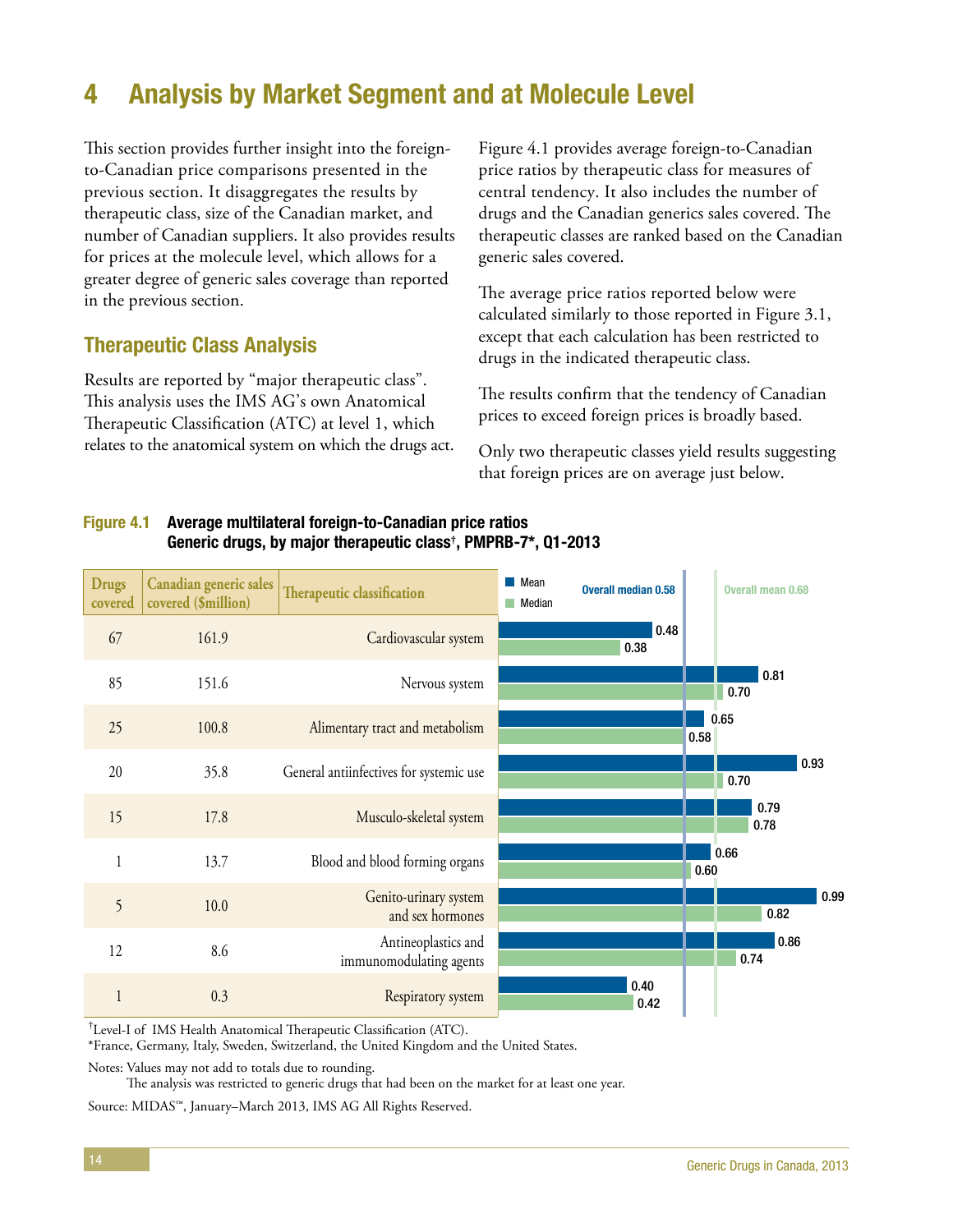# 4 Analysis by Market Segment and at Molecule Level

This section provides further insight into the foreign-to-Canadian price comparisons presented in the previous section. It disaggregates the results by therapeutic class, size of the Canadian market, and number of Canadian suppliers. It also provides results for prices at the molecule level, which allows for a greater degree of generic sales coverage than reported in the previous section.

## Therapeutic Class Analysis

Results are reported by "major therapeutic class". This analysis uses the IMS AG's own Anatomical Therapeutic Classification (ATC) at level 1, which relates to the anatomical system on which the drugs act.

Figure 4.1 provides average foreign-to-Canadian price ratios by therapeutic class for measures of central tendency. It also includes the number of drugs and the Canadian generics sales covered. The therapeutic classes are ranked based on the Canadian generic sales covered.

The average price ratios reported below were calculated similarly to those reported in Figure 3.1, except that each calculation has been restricted to drugs in the indicated therapeutic class.

The results confirm that the tendency of Canadian prices to exceed foreign prices is broadly based.

Only two therapeutic classes yield results suggesting that foreign prices are on average just below.

**Figure 4.1 Average multilateral foreign-to-Canadian price ratios Generic drugs, by major therapeutic class†, PMPRB-7*, Q1-2013**

| Drugs covered | Canadian generic sales covered ($million) | Therapeutic classification | Mean | Median |
|---|---|---|---|---|
| 67 | 161.9 | Cardiovascular system | 0.48 | 0.38 |
| 85 | 151.6 | Nervous system | 0.81 | 0.70 |
| 25 | 100.8 | Alimentary tract and metabolism | 0.65 | 0.58 |
| 20 | 35.8 | General antiinfectives for systemic use | 0.93 | 0.70 |
| 15 | 17.8 | Musculo-skeletal system | 0.79 | 0.78 |
| 1 | 13.7 | Blood and blood forming organs | 0.66 | 0.60 |
| 5 | 10.0 | Genito-urinary system and sex hormones | 0.99 | 0.82 |
| 12 | 8.6 | Antineoplastics and immunomodulating agents | 0.86 | 0.74 |
| 1 | 0.3 | Respiratory system | 0.40 | 0.42 |

Overall median 0.58; Overall mean 0.68

†Level-I of IMS Health Anatomical Therapeutic Classification (ATC).
*France, Germany, Italy, Sweden, Switzerland, the United Kingdom and the United States.

Notes: Values may not add to totals due to rounding.
The analysis was restricted to generic drugs that had been on the market for at least one year.

Source: MIDAS™, January–March 2013, IMS AG All Rights Reserved.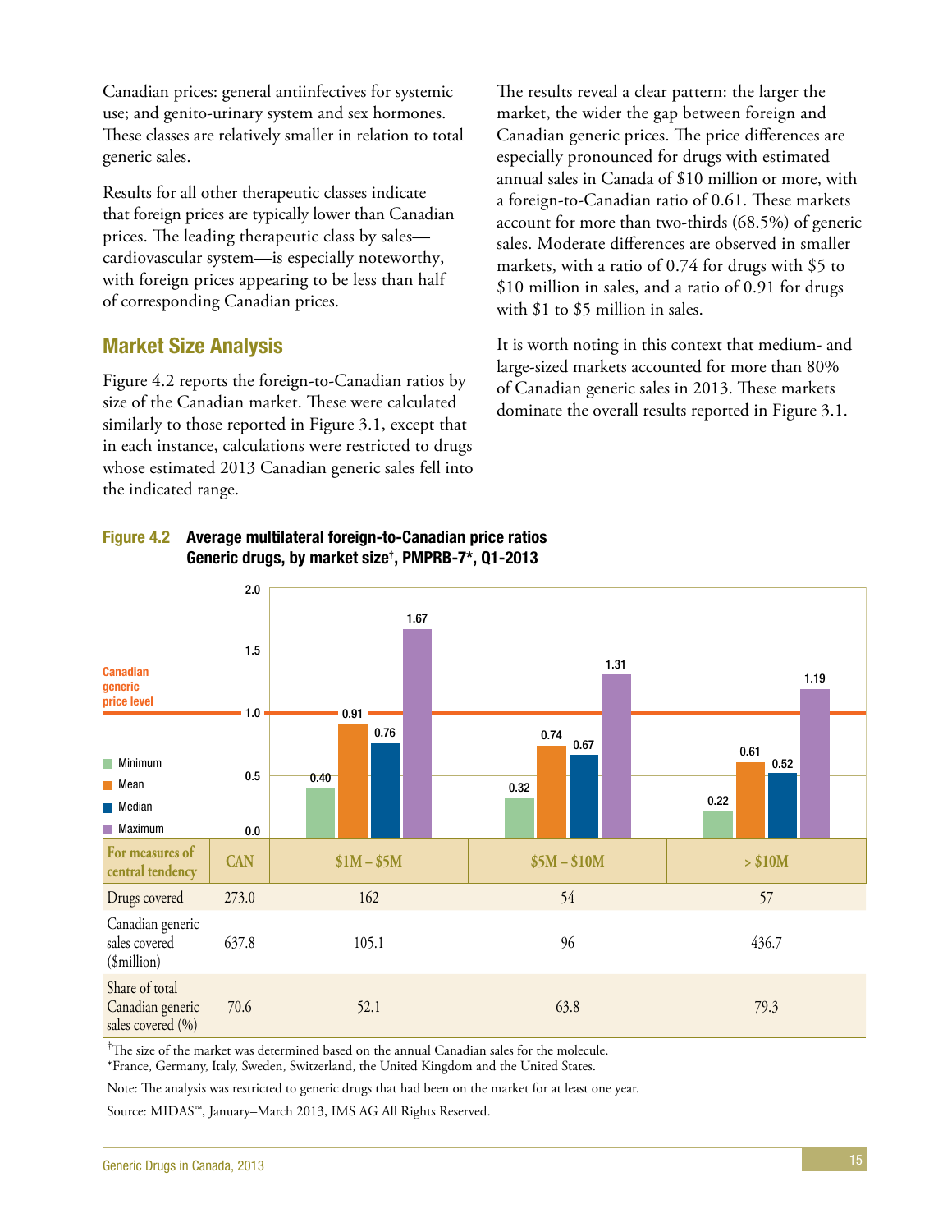Canadian prices: general antiinfectives for systemic use; and genito-urinary system and sex hormones. These classes are relatively smaller in relation to total generic sales.

Results for all other therapeutic classes indicate that foreign prices are typically lower than Canadian prices. The leading therapeutic class by sales—cardiovascular system—is especially noteworthy, with foreign prices appearing to be less than half of corresponding Canadian prices.

## Market Size Analysis

Figure 4.2 reports the foreign-to-Canadian ratios by size of the Canadian market. These were calculated similarly to those reported in Figure 3.1, except that in each instance, calculations were restricted to drugs whose estimated 2013 Canadian generic sales fell into the indicated range.

The results reveal a clear pattern: the larger the market, the wider the gap between foreign and Canadian generic prices. The price differences are especially pronounced for drugs with estimated annual sales in Canada of $10 million or more, with a foreign-to-Canadian ratio of 0.61. These markets account for more than two-thirds (68.5%) of generic sales. Moderate differences are observed in smaller markets, with a ratio of 0.74 for drugs with $5 to $10 million in sales, and a ratio of 0.91 for drugs with $1 to $5 million in sales.

It is worth noting in this context that medium- and large-sized markets accounted for more than 80% of Canadian generic sales in 2013. These markets dominate the overall results reported in Figure 3.1.

**Figure 4.2 Average multilateral foreign-to-Canadian price ratios Generic drugs, by market size†, PMPRB-7*, Q1-2013**

| | $1M – $5M | $5M – $10M | > $10M |
|---|---|---|---|
| Minimum | 0.40 | 0.32 | 0.22 |
| Mean | 0.91 | 0.74 | 0.61 |
| Median | 0.76 | 0.67 | 0.52 |
| Maximum | 1.67 | 1.31 | 1.19 |

Canadian generic price level = 1.0

| For measures of central tendency | CAN | $1M – $5M | $5M – $10M | > $10M |
|---|---|---|---|---|
| Drugs covered | 273.0 | 162 | 54 | 57 |
| Canadian generic sales covered ($million) | 637.8 | 105.1 | 96 | 436.7 |
| Share of total Canadian generic sales covered (%) | 70.6 | 52.1 | 63.8 | 79.3 |

† The size of the market was determined based on the annual Canadian sales for the molecule.
*France, Germany, Italy, Sweden, Switzerland, the United Kingdom and the United States.

Note: The analysis was restricted to generic drugs that had been on the market for at least one year.

Source: MIDAS™, January–March 2013, IMS AG All Rights Reserved.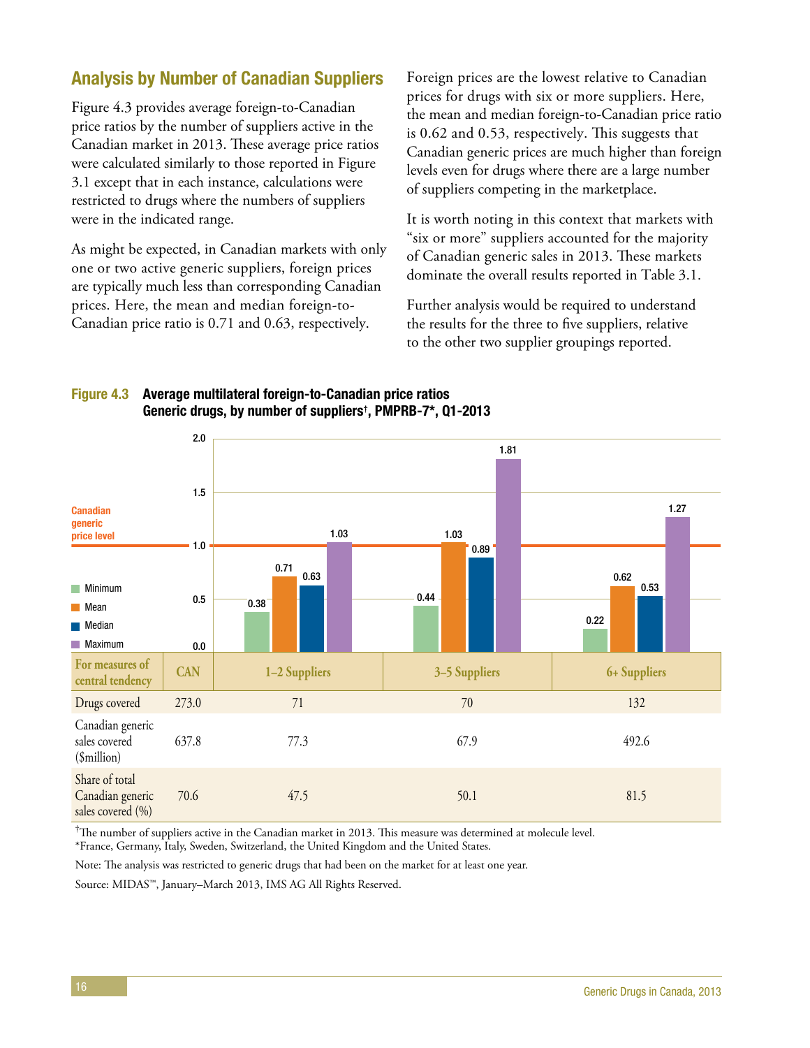## Analysis by Number of Canadian Suppliers

Figure 4.3 provides average foreign-to-Canadian price ratios by the number of suppliers active in the Canadian market in 2013. These average price ratios were calculated similarly to those reported in Figure 3.1 except that in each instance, calculations were restricted to drugs where the numbers of suppliers were in the indicated range.

As might be expected, in Canadian markets with only one or two active generic suppliers, foreign prices are typically much less than corresponding Canadian prices. Here, the mean and median foreign-to-Canadian price ratio is 0.71 and 0.63, respectively.

Foreign prices are the lowest relative to Canadian prices for drugs with six or more suppliers. Here, the mean and median foreign-to-Canadian price ratio is 0.62 and 0.53, respectively. This suggests that Canadian generic prices are much higher than foreign levels even for drugs where there are a large number of suppliers competing in the marketplace.

It is worth noting in this context that markets with "six or more" suppliers accounted for the majority of Canadian generic sales in 2013. These markets dominate the overall results reported in Table 3.1.

Further analysis would be required to understand the results for the three to five suppliers, relative to the other two supplier groupings reported.

**Figure 4.3 Average multilateral foreign-to-Canadian price ratios Generic drugs, by number of suppliers†, PMPRB-7*, Q1-2013**

| | 1–2 Suppliers | 3–5 Suppliers | 6+ Suppliers |
|---|---|---|---|
| Minimum | 0.38 | 0.44 | 0.22 |
| Mean | 0.71 | 1.03 | 0.62 |
| Median | 0.63 | 0.89 | 0.53 |
| Maximum | 1.03 | 1.81 | 1.27 |

Canadian generic price level = 1.0

| For measures of central tendency | CAN | 1–2 Suppliers | 3–5 Suppliers | 6+ Suppliers |
|---|---|---|---|---|
| Drugs covered | 273.0 | 71 | 70 | 132 |
| Canadian generic sales covered ($million) | 637.8 | 77.3 | 67.9 | 492.6 |
| Share of total Canadian generic sales covered (%) | 70.6 | 47.5 | 50.1 | 81.5 |

† The number of suppliers active in the Canadian market in 2013. This measure was determined at molecule level.

* France, Germany, Italy, Sweden, Switzerland, the United Kingdom and the United States.

Note: The analysis was restricted to generic drugs that had been on the market for at least one year.

Source: MIDAS™, January–March 2013, IMS AG All Rights Reserved.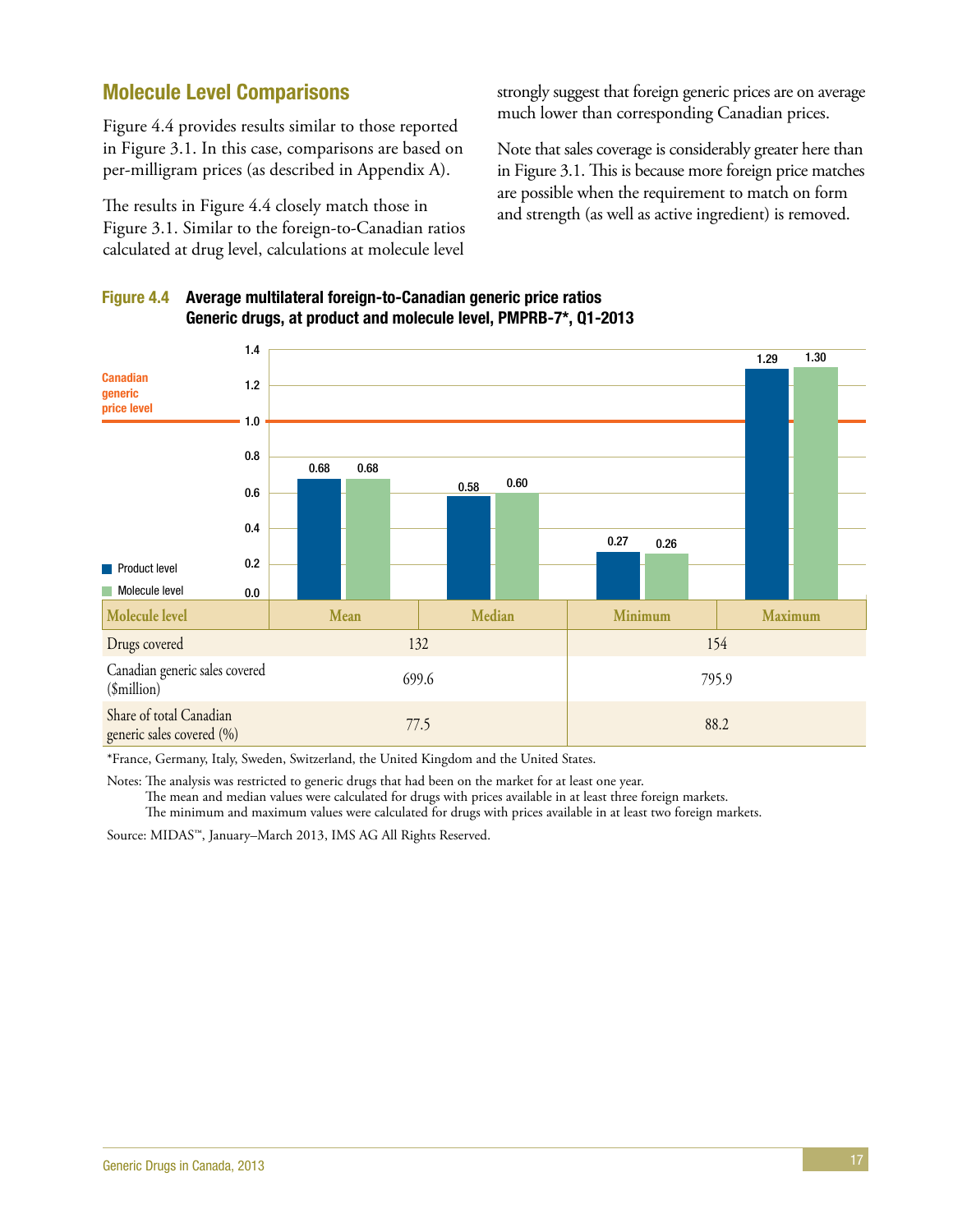## Molecule Level Comparisons

Figure 4.4 provides results similar to those reported in Figure 3.1. In this case, comparisons are based on per-milligram prices (as described in Appendix A).

The results in Figure 4.4 closely match those in Figure 3.1. Similar to the foreign-to-Canadian ratios calculated at drug level, calculations at molecule level strongly suggest that foreign generic prices are on average much lower than corresponding Canadian prices.

Note that sales coverage is considerably greater here than in Figure 3.1. This is because more foreign price matches are possible when the requirement to match on form and strength (as well as active ingredient) is removed.

**Figure 4.4 Average multilateral foreign-to-Canadian generic price ratios Generic drugs, at product and molecule level, PMPRB-7*, Q1-2013**

| | Mean | Median | Minimum | Maximum |
|---|---|---|---|---|
| Product level | 0.68 | 0.58 | 0.27 | 1.29 |
| Molecule level | 0.68 | 0.60 | 0.26 | 1.30 |

Canadian generic price level = 1.0

| Molecule level | Mean | Median | Minimum | Maximum |
|---|---|---|---|---|
| Drugs covered | 132 | | 154 | |
| Canadian generic sales covered ($million) | 699.6 | | 795.9 | |
| Share of total Canadian generic sales covered (%) | 77.5 | | 88.2 | |

*France, Germany, Italy, Sweden, Switzerland, the United Kingdom and the United States.

Notes: The analysis was restricted to generic drugs that had been on the market for at least one year.
The mean and median values were calculated for drugs with prices available in at least three foreign markets.
The minimum and maximum values were calculated for drugs with prices available in at least two foreign markets.

Source: MIDAS™, January–March 2013, IMS AG All Rights Reserved.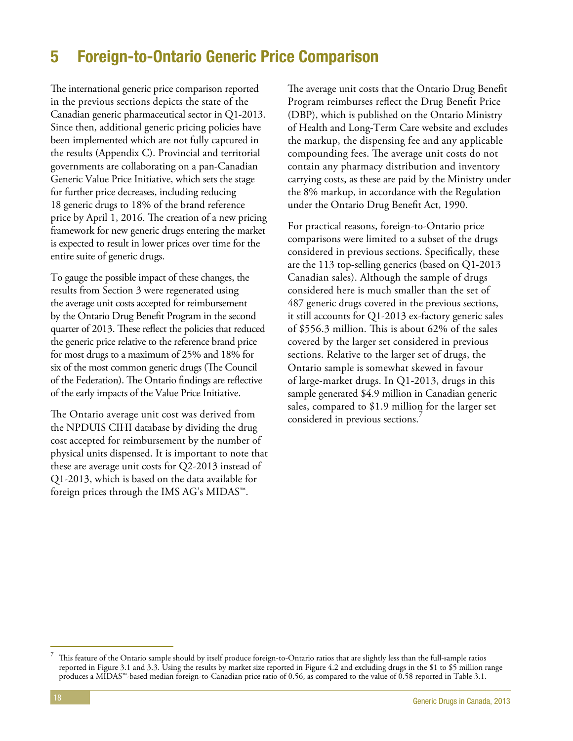# 5 Foreign-to-Ontario Generic Price Comparison

The international generic price comparison reported in the previous sections depicts the state of the Canadian generic pharmaceutical sector in Q1-2013. Since then, additional generic pricing policies have been implemented which are not fully captured in the results (Appendix C). Provincial and territorial governments are collaborating on a pan-Canadian Generic Value Price Initiative, which sets the stage for further price decreases, including reducing 18 generic drugs to 18% of the brand reference price by April 1, 2016. The creation of a new pricing framework for new generic drugs entering the market is expected to result in lower prices over time for the entire suite of generic drugs.

To gauge the possible impact of these changes, the results from Section 3 were regenerated using the average unit costs accepted for reimbursement by the Ontario Drug Benefit Program in the second quarter of 2013. These reflect the policies that reduced the generic price relative to the reference brand price for most drugs to a maximum of 25% and 18% for six of the most common generic drugs (The Council of the Federation). The Ontario findings are reflective of the early impacts of the Value Price Initiative.

The Ontario average unit cost was derived from the NPDUIS CIHI database by dividing the drug cost accepted for reimbursement by the number of physical units dispensed. It is important to note that these are average unit costs for Q2-2013 instead of Q1-2013, which is based on the data available for foreign prices through the IMS AG's MIDAS™.

The average unit costs that the Ontario Drug Benefit Program reimburses reflect the Drug Benefit Price (DBP), which is published on the Ontario Ministry of Health and Long-Term Care website and excludes the markup, the dispensing fee and any applicable compounding fees. The average unit costs do not contain any pharmacy distribution and inventory carrying costs, as these are paid by the Ministry under the 8% markup, in accordance with the Regulation under the Ontario Drug Benefit Act, 1990.

For practical reasons, foreign-to-Ontario price comparisons were limited to a subset of the drugs considered in previous sections. Specifically, these are the 113 top-selling generics (based on Q1-2013 Canadian sales). Although the sample of drugs considered here is much smaller than the set of 487 generic drugs covered in the previous sections, it still accounts for Q1-2013 ex-factory generic sales of $556.3 million. This is about 62% of the sales covered by the larger set considered in previous sections. Relative to the larger set of drugs, the Ontario sample is somewhat skewed in favour of large-market drugs. In Q1-2013, drugs in this sample generated $4.9 million in Canadian generic sales, compared to $1.9 million for the larger set considered in previous sections.[7]

---

[7] This feature of the Ontario sample should by itself produce foreign-to-Ontario ratios that are slightly less than the full-sample ratios reported in Figure 3.1 and 3.3. Using the results by market size reported in Figure 4.2 and excluding drugs in the $1 to $5 million range produces a MIDAS™-based median foreign-to-Canadian price ratio of 0.56, as compared to the value of 0.58 reported in Table 3.1.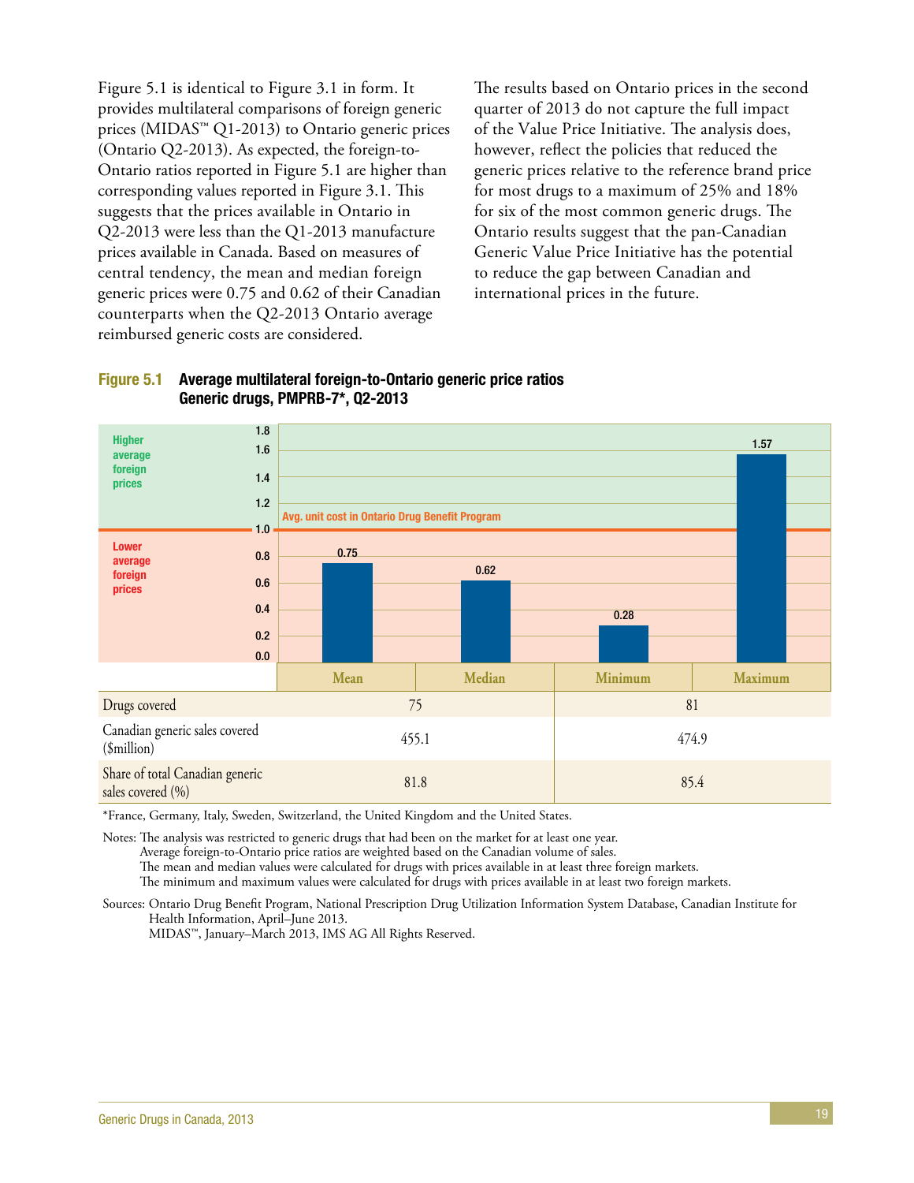Figure 5.1 is identical to Figure 3.1 in form. It provides multilateral comparisons of foreign generic prices (MIDAS™ Q1-2013) to Ontario generic prices (Ontario Q2-2013). As expected, the foreign-to-Ontario ratios reported in Figure 5.1 are higher than corresponding values reported in Figure 3.1. This suggests that the prices available in Ontario in Q2-2013 were less than the Q1-2013 manufacture prices available in Canada. Based on measures of central tendency, the mean and median foreign generic prices were 0.75 and 0.62 of their Canadian counterparts when the Q2-2013 Ontario average reimbursed generic costs are considered.

The results based on Ontario prices in the second quarter of 2013 do not capture the full impact of the Value Price Initiative. The analysis does, however, reflect the policies that reduced the generic prices relative to the reference brand price for most drugs to a maximum of 25% and 18% for six of the most common generic drugs. The Ontario results suggest that the pan-Canadian Generic Value Price Initiative has the potential to reduce the gap between Canadian and international prices in the future.

**Figure 5.1 Average multilateral foreign-to-Ontario generic price ratios Generic drugs, PMPRB-7*, Q2-2013**

| | Mean | Median | Minimum | Maximum |
|---|---|---|---|---|
| Foreign-to-Ontario price ratio (Avg. unit cost in Ontario Drug Benefit Program = 1.0) | 0.75 | 0.62 | 0.28 | 1.57 |
| Drugs covered | 75 | | 81 | |
| Canadian generic sales covered ($million) | 455.1 | | 474.9 | |
| Share of total Canadian generic sales covered (%) | 81.8 | | 85.4 | |

*France, Germany, Italy, Sweden, Switzerland, the United Kingdom and the United States.

Notes: The analysis was restricted to generic drugs that had been on the market for at least one year.
Average foreign-to-Ontario price ratios are weighted based on the Canadian volume of sales.
The mean and median values were calculated for drugs with prices available in at least three foreign markets.
The minimum and maximum values were calculated for drugs with prices available in at least two foreign markets.

Sources: Ontario Drug Benefit Program, National Prescription Drug Utilization Information System Database, Canadian Institute for Health Information, April–June 2013.
MIDAS™, January–March 2013, IMS AG All Rights Reserved.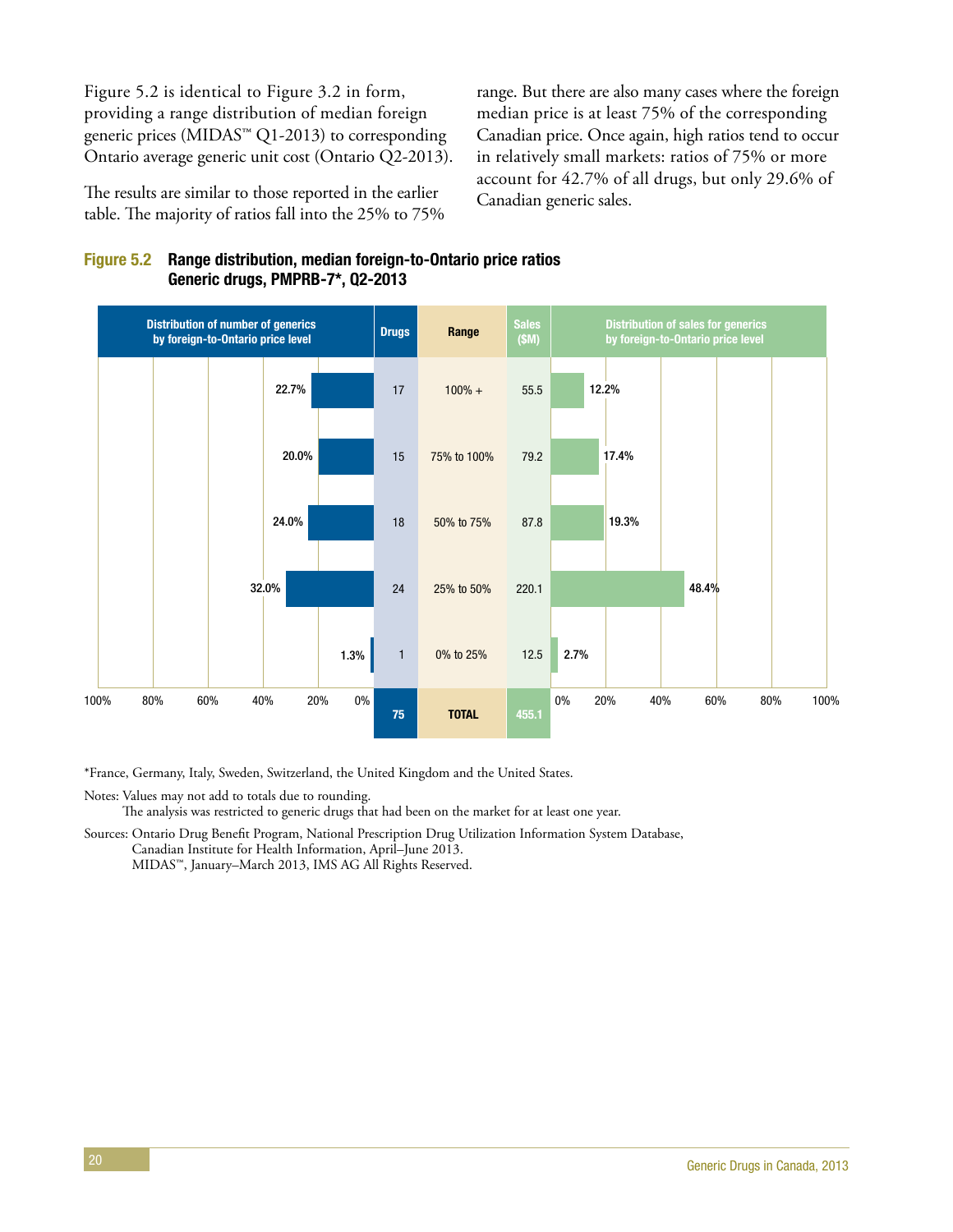Figure 5.2 is identical to Figure 3.2 in form, providing a range distribution of median foreign generic prices (MIDAS™ Q1-2013) to corresponding Ontario average generic unit cost (Ontario Q2-2013).

The results are similar to those reported in the earlier table. The majority of ratios fall into the 25% to 75% range. But there are also many cases where the foreign median price is at least 75% of the corresponding Canadian price. Once again, high ratios tend to occur in relatively small markets: ratios of 75% or more account for 42.7% of all drugs, but only 29.6% of Canadian generic sales.

**Figure 5.2 Range distribution, median foreign-to-Ontario price ratios Generic drugs, PMPRB-7*, Q2-2013**

| Distribution of number of generics by foreign-to-Ontario price level | Drugs | Range | Sales ($M) | Distribution of sales for generics by foreign-to-Ontario price level |
|---|---|---|---|---|
| 22.7% | 17 | 100% + | 55.5 | 12.2% |
| 20.0% | 15 | 75% to 100% | 79.2 | 17.4% |
| 24.0% | 18 | 50% to 75% | 87.8 | 19.3% |
| 32.0% | 24 | 25% to 50% | 220.1 | 48.4% |
| 1.3% | 1 | 0% to 25% | 12.5 | 2.7% |
| | 75 | TOTAL | 455.1 | |

*France, Germany, Italy, Sweden, Switzerland, the United Kingdom and the United States.

Notes: Values may not add to totals due to rounding.
The analysis was restricted to generic drugs that had been on the market for at least one year.

Sources: Ontario Drug Benefit Program, National Prescription Drug Utilization Information System Database, Canadian Institute for Health Information, April–June 2013.
MIDAS™, January–March 2013, IMS AG All Rights Reserved.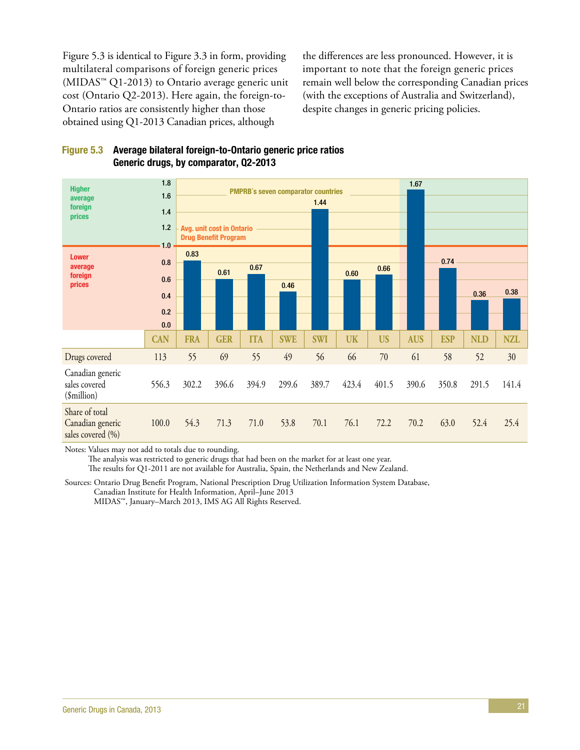Figure 5.3 is identical to Figure 3.3 in form, providing multilateral comparisons of foreign generic prices (MIDAS™ Q1-2013) to Ontario average generic unit cost (Ontario Q2-2013). Here again, the foreign-to-Ontario ratios are consistently higher than those obtained using Q1-2013 Canadian prices, although the differences are less pronounced. However, it is important to note that the foreign generic prices remain well below the corresponding Canadian prices (with the exceptions of Australia and Switzerland), despite changes in generic pricing policies.

**Figure 5.3 Average bilateral foreign-to-Ontario generic price ratios Generic drugs, by comparator, Q2-2013**

| | CAN | FRA | GER | ITA | SWE | SWI | UK | US | AUS | ESP | NLD | NZL |
|---|---|---|---|---|---|---|---|---|---|---|---|---|
| Average foreign-to-Ontario price ratio | | 0.83 | 0.61 | 0.67 | 0.46 | 1.44 | 0.60 | 0.66 | 1.67 | 0.74 | 0.36 | 0.38 |
| Drugs covered | 113 | 55 | 69 | 55 | 49 | 56 | 66 | 70 | 61 | 58 | 52 | 30 |
| Canadian generic sales covered ($million) | 556.3 | 302.2 | 396.6 | 394.9 | 299.6 | 389.7 | 423.4 | 401.5 | 390.6 | 350.8 | 291.5 | 141.4 |
| Share of total Canadian generic sales covered (%) | 100.0 | 54.3 | 71.3 | 71.0 | 53.8 | 70.1 | 76.1 | 72.2 | 70.2 | 63.0 | 52.4 | 25.4 |

Chart labels: Higher average foreign prices; Lower average foreign prices; PMPRB's seven comparator countries (FRA, GER, ITA, SWE, SWI, UK, US); Avg. unit cost in Ontario Drug Benefit Program (1.0).

Notes: Values may not add to totals due to rounding.
The analysis was restricted to generic drugs that had been on the market for at least one year.
The results for Q1-2011 are not available for Australia, Spain, the Netherlands and New Zealand.

Sources: Ontario Drug Benefit Program, National Prescription Drug Utilization Information System Database, Canadian Institute for Health Information, April–June 2013
MIDAS™, January–March 2013, IMS AG All Rights Reserved.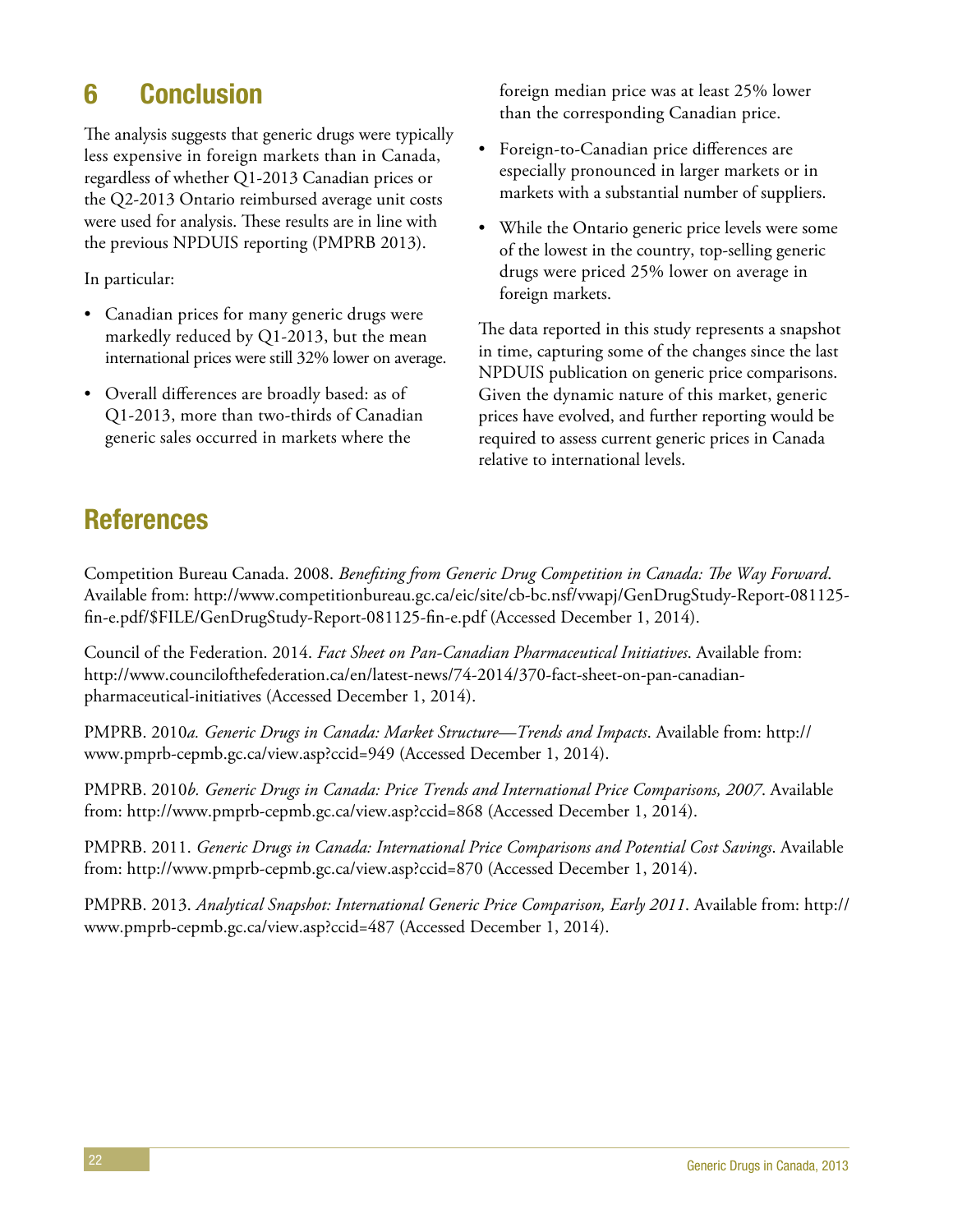## 6 Conclusion

The analysis suggests that generic drugs were typically less expensive in foreign markets than in Canada, regardless of whether Q1-2013 Canadian prices or the Q2-2013 Ontario reimbursed average unit costs were used for analysis. These results are in line with the previous NPDUIS reporting (PMPRB 2013).

In particular:

- Canadian prices for many generic drugs were markedly reduced by Q1-2013, but the mean international prices were still 32% lower on average.
- Overall differences are broadly based: as of Q1-2013, more than two-thirds of Canadian generic sales occurred in markets where the foreign median price was at least 25% lower than the corresponding Canadian price.
- Foreign-to-Canadian price differences are especially pronounced in larger markets or in markets with a substantial number of suppliers.
- While the Ontario generic price levels were some of the lowest in the country, top-selling generic drugs were priced 25% lower on average in foreign markets.

The data reported in this study represents a snapshot in time, capturing some of the changes since the last NPDUIS publication on generic price comparisons. Given the dynamic nature of this market, generic prices have evolved, and further reporting would be required to assess current generic prices in Canada relative to international levels.

## References

Competition Bureau Canada. 2008. *Benefiting from Generic Drug Competition in Canada: The Way Forward*. Available from: http://www.competitionbureau.gc.ca/eic/site/cb-bc.nsf/vwapj/GenDrugStudy-Report-081125-fin-e.pdf/$FILE/GenDrugStudy-Report-081125-fin-e.pdf (Accessed December 1, 2014).

Council of the Federation. 2014. *Fact Sheet on Pan-Canadian Pharmaceutical Initiatives*. Available from: http://www.councilofthefederation.ca/en/latest-news/74-2014/370-fact-sheet-on-pan-canadian-pharmaceutical-initiatives (Accessed December 1, 2014).

PMPRB. 2010*a*. *Generic Drugs in Canada: Market Structure—Trends and Impacts*. Available from: http://www.pmprb-cepmb.gc.ca/view.asp?ccid=949 (Accessed December 1, 2014).

PMPRB. 2010*b*. *Generic Drugs in Canada: Price Trends and International Price Comparisons, 2007*. Available from: http://www.pmprb-cepmb.gc.ca/view.asp?ccid=868 (Accessed December 1, 2014).

PMPRB. 2011. *Generic Drugs in Canada: International Price Comparisons and Potential Cost Savings*. Available from: http://www.pmprb-cepmb.gc.ca/view.asp?ccid=870 (Accessed December 1, 2014).

PMPRB. 2013. *Analytical Snapshot: International Generic Price Comparison, Early 2011*. Available from: http://www.pmprb-cepmb.gc.ca/view.asp?ccid=487 (Accessed December 1, 2014).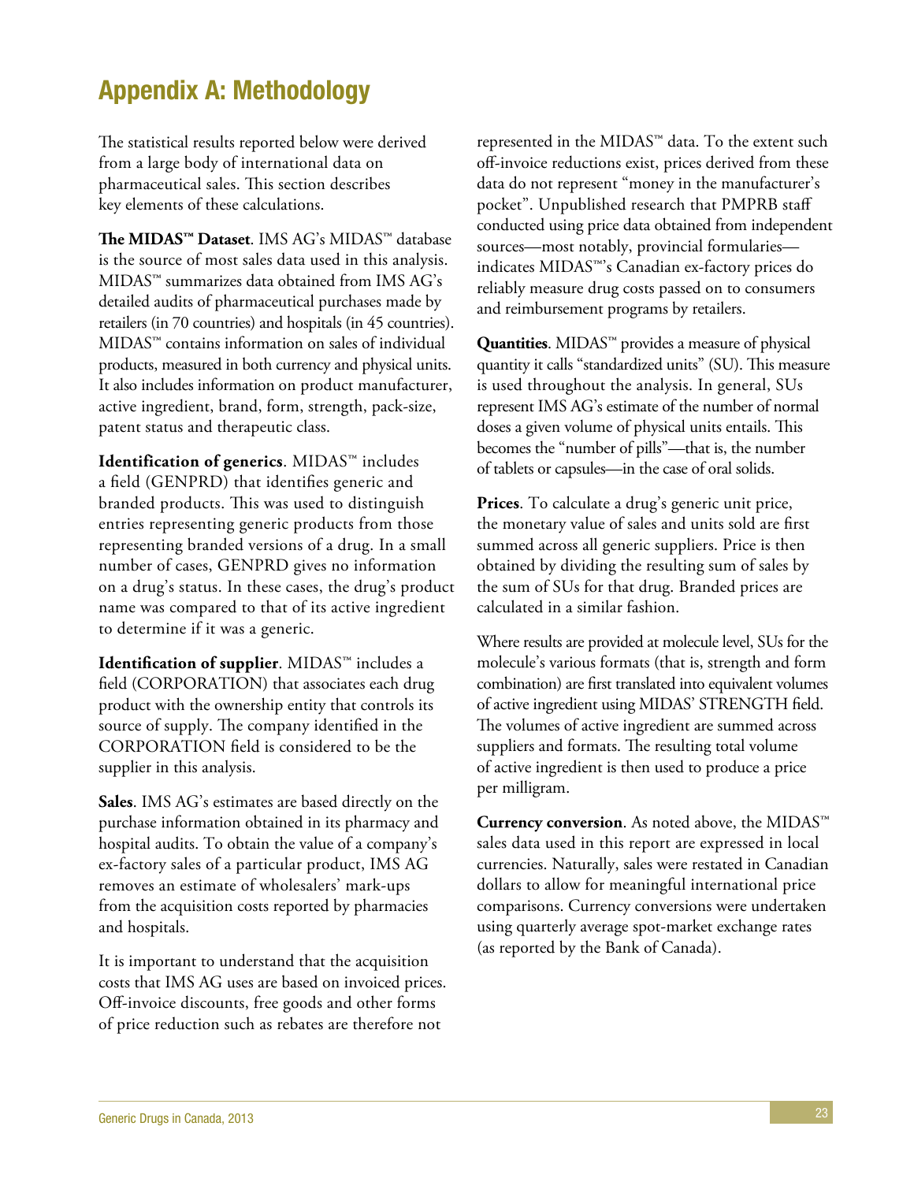# Appendix A: Methodology

The statistical results reported below were derived from a large body of international data on pharmaceutical sales. This section describes key elements of these calculations.

**The MIDAS™ Dataset**. IMS AG's MIDAS™ database is the source of most sales data used in this analysis. MIDAS™ summarizes data obtained from IMS AG's detailed audits of pharmaceutical purchases made by retailers (in 70 countries) and hospitals (in 45 countries). MIDAS™ contains information on sales of individual products, measured in both currency and physical units. It also includes information on product manufacturer, active ingredient, brand, form, strength, pack-size, patent status and therapeutic class.

**Identification of generics**. MIDAS™ includes a field (GENPRD) that identifies generic and branded products. This was used to distinguish entries representing generic products from those representing branded versions of a drug. In a small number of cases, GENPRD gives no information on a drug's status. In these cases, the drug's product name was compared to that of its active ingredient to determine if it was a generic.

**Identification of supplier**. MIDAS™ includes a field (CORPORATION) that associates each drug product with the ownership entity that controls its source of supply. The company identified in the CORPORATION field is considered to be the supplier in this analysis.

**Sales**. IMS AG's estimates are based directly on the purchase information obtained in its pharmacy and hospital audits. To obtain the value of a company's ex-factory sales of a particular product, IMS AG removes an estimate of wholesalers' mark-ups from the acquisition costs reported by pharmacies and hospitals.

It is important to understand that the acquisition costs that IMS AG uses are based on invoiced prices. Off-invoice discounts, free goods and other forms of price reduction such as rebates are therefore not represented in the MIDAS™ data. To the extent such off-invoice reductions exist, prices derived from these data do not represent "money in the manufacturer's pocket". Unpublished research that PMPRB staff conducted using price data obtained from independent sources—most notably, provincial formularies—indicates MIDAS™'s Canadian ex-factory prices do reliably measure drug costs passed on to consumers and reimbursement programs by retailers.

**Quantities**. MIDAS™ provides a measure of physical quantity it calls "standardized units" (SU). This measure is used throughout the analysis. In general, SUs represent IMS AG's estimate of the number of normal doses a given volume of physical units entails. This becomes the "number of pills"—that is, the number of tablets or capsules—in the case of oral solids.

**Prices**. To calculate a drug's generic unit price, the monetary value of sales and units sold are first summed across all generic suppliers. Price is then obtained by dividing the resulting sum of sales by the sum of SUs for that drug. Branded prices are calculated in a similar fashion.

Where results are provided at molecule level, SUs for the molecule's various formats (that is, strength and form combination) are first translated into equivalent volumes of active ingredient using MIDAS' STRENGTH field. The volumes of active ingredient are summed across suppliers and formats. The resulting total volume of active ingredient is then used to produce a price per milligram.

**Currency conversion**. As noted above, the MIDAS™ sales data used in this report are expressed in local currencies. Naturally, sales were restated in Canadian dollars to allow for meaningful international price comparisons. Currency conversions were undertaken using quarterly average spot-market exchange rates (as reported by the Bank of Canada).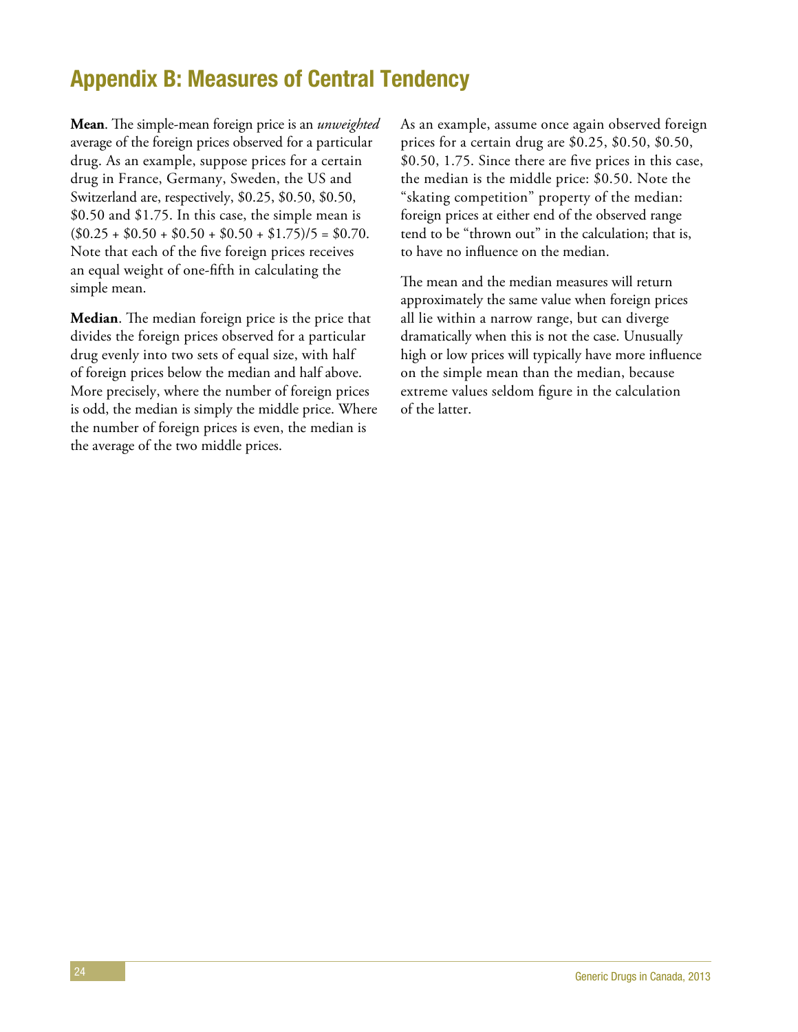# Appendix B: Measures of Central Tendency

**Mean**. The simple-mean foreign price is an *unweighted* average of the foreign prices observed for a particular drug. As an example, suppose prices for a certain drug in France, Germany, Sweden, the US and Switzerland are, respectively, $0.25, $0.50, $0.50, $0.50 and $1.75. In this case, the simple mean is ($0.25 + $0.50 + $0.50 + $0.50 + $1.75)/5 = $0.70. Note that each of the five foreign prices receives an equal weight of one-fifth in calculating the simple mean.

**Median**. The median foreign price is the price that divides the foreign prices observed for a particular drug evenly into two sets of equal size, with half of foreign prices below the median and half above. More precisely, where the number of foreign prices is odd, the median is simply the middle price. Where the number of foreign prices is even, the median is the average of the two middle prices.

As an example, assume once again observed foreign prices for a certain drug are $0.25, $0.50, $0.50, $0.50, 1.75. Since there are five prices in this case, the median is the middle price: $0.50. Note the "skating competition" property of the median: foreign prices at either end of the observed range tend to be "thrown out" in the calculation; that is, to have no influence on the median.

The mean and the median measures will return approximately the same value when foreign prices all lie within a narrow range, but can diverge dramatically when this is not the case. Unusually high or low prices will typically have more influence on the simple mean than the median, because extreme values seldom figure in the calculation of the latter.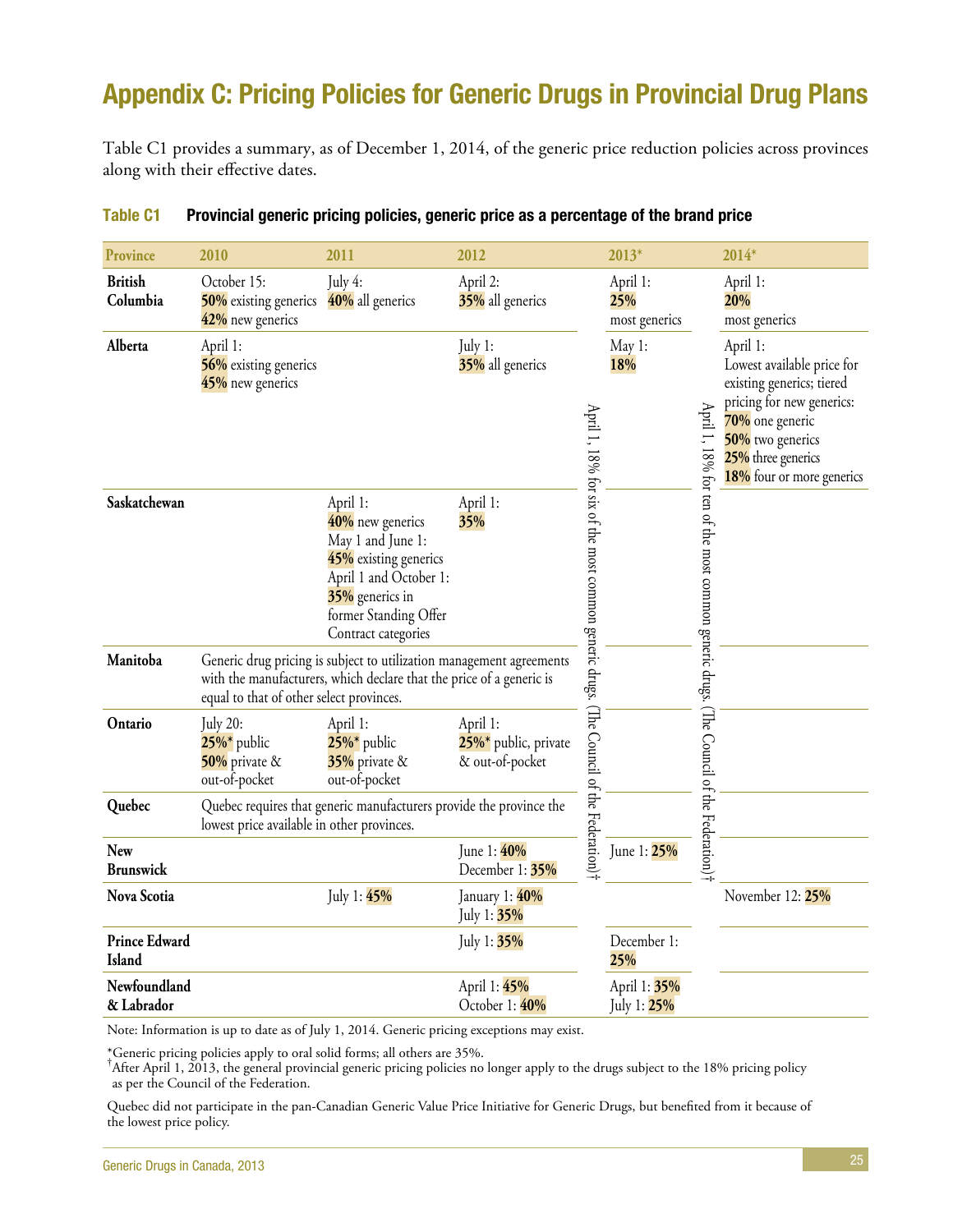# Appendix C: Pricing Policies for Generic Drugs in Provincial Drug Plans

Table C1 provides a summary, as of December 1, 2014, of the generic price reduction policies across provinces along with their effective dates.

**Table C1 Provincial generic pricing policies, generic price as a percentage of the brand price**

| Province | 2010 | 2011 | 2012 | | 2013* | | 2014* |
|---|---|---|---|---|---|---|---|
| British Columbia | October 15: **50%** existing generics **42%** new generics | July 4: **40%** all generics | April 2: **35%** all generics | April 1, 18% for six of the most common generic drugs. (The Council of the Federation)† | April 1: **25%** most generics | April 1, 18% for ten of the most common generic drugs. (The Council of the Federation)† | April 1: **20%** most generics |
| Alberta | April 1: **56%** existing generics **45%** new generics | | July 1: **35%** all generics | | May 1: **18%** | | April 1: Lowest available price for existing generics; tiered pricing for new generics: **70%** one generic **50%** two generics **25%** three generics **18%** four or more generics |
| Saskatchewan | | April 1: **40%** new generics May 1 and June 1: **45%** existing generics April 1 and October 1: **35%** generics in former Standing Offer Contract categories | April 1: **35%** | | | | |
| Manitoba | Generic drug pricing is subject to utilization management agreements with the manufacturers, which declare that the price of a generic is equal to that of other select provinces. | | | | | | |
| Ontario | July 20: **25%*** public **50%** private & out-of-pocket | April 1: **25%*** public **35%** private & out-of-pocket | April 1: **25%*** public, private & out-of-pocket | | | | |
| Quebec | Quebec requires that generic manufacturers provide the province the lowest price available in other provinces. | | | | | | |
| New Brunswick | | | June 1: **40%** December 1: **35%** | | June 1: **25%** | | |
| Nova Scotia | | July 1: **45%** | January 1: **40%** July 1: **35%** | | | | November 12: **25%** |
| Prince Edward Island | | | July 1: **35%** | | December 1: **25%** | | |
| Newfoundland & Labrador | | | April 1: **45%** October 1: **40%** | | April 1: **35%** July 1: **25%** | | |

Note: Information is up to date as of July 1, 2014. Generic pricing exceptions may exist.

*Generic pricing policies apply to oral solid forms; all others are 35%.
†After April 1, 2013, the general provincial generic pricing policies no longer apply to the drugs subject to the 18% pricing policy as per the Council of the Federation.

Quebec did not participate in the pan-Canadian Generic Value Price Initiative for Generic Drugs, but benefited from it because of the lowest price policy.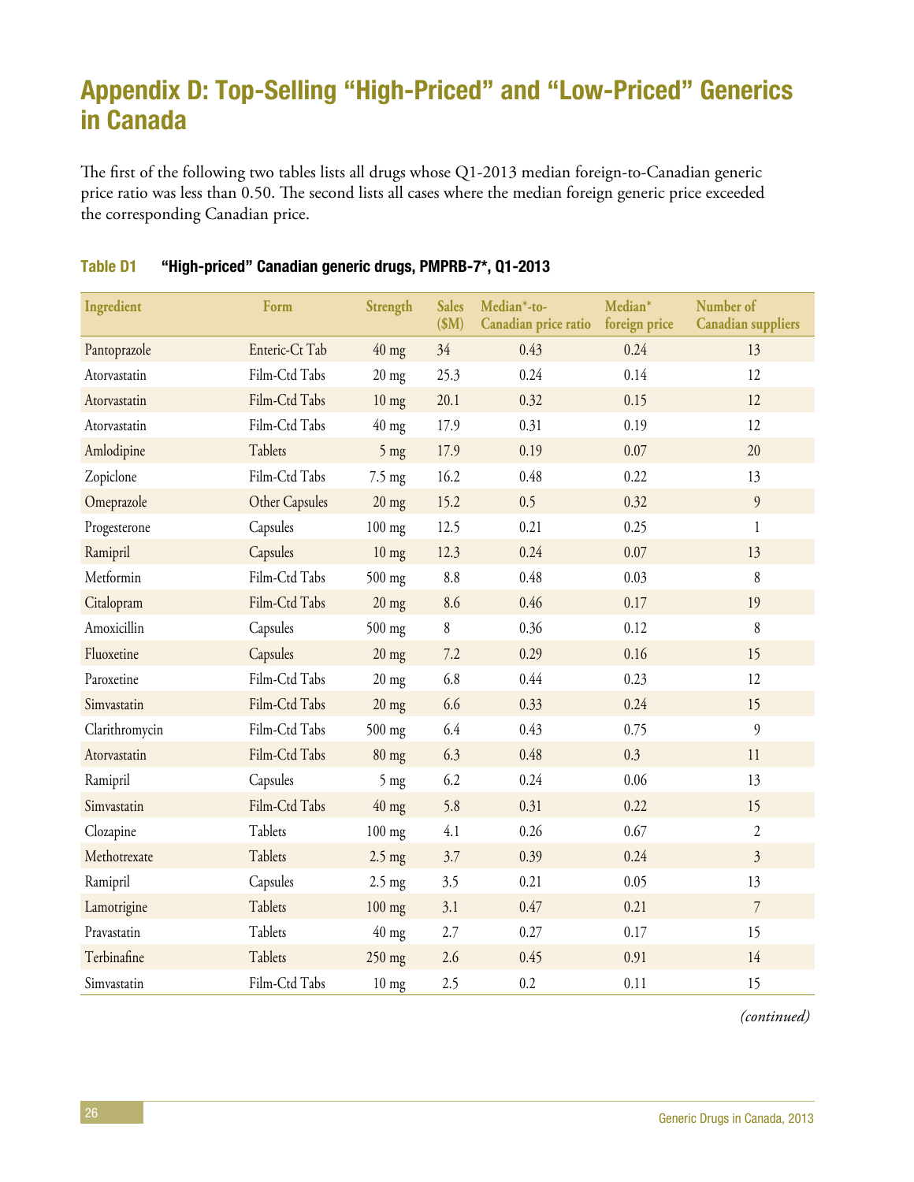# Appendix D: Top-Selling "High-Priced" and "Low-Priced" Generics in Canada

The first of the following two tables lists all drugs whose Q1-2013 median foreign-to-Canadian generic price ratio was less than 0.50. The second lists all cases where the median foreign generic price exceeded the corresponding Canadian price.

**Table D1 "High-priced" Canadian generic drugs, PMPRB-7*, Q1-2013**

| Ingredient | Form | Strength | Sales ($M) | Median*-to-Canadian price ratio | Median* foreign price | Number of Canadian suppliers |
|---|---|---|---|---|---|---|
| Pantoprazole | Enteric-Ct Tab | 40 mg | 34 | 0.43 | 0.24 | 13 |
| Atorvastatin | Film-Ctd Tabs | 20 mg | 25.3 | 0.24 | 0.14 | 12 |
| Atorvastatin | Film-Ctd Tabs | 10 mg | 20.1 | 0.32 | 0.15 | 12 |
| Atorvastatin | Film-Ctd Tabs | 40 mg | 17.9 | 0.31 | 0.19 | 12 |
| Amlodipine | Tablets | 5 mg | 17.9 | 0.19 | 0.07 | 20 |
| Zopiclone | Film-Ctd Tabs | 7.5 mg | 16.2 | 0.48 | 0.22 | 13 |
| Omeprazole | Other Capsules | 20 mg | 15.2 | 0.5 | 0.32 | 9 |
| Progesterone | Capsules | 100 mg | 12.5 | 0.21 | 0.25 | 1 |
| Ramipril | Capsules | 10 mg | 12.3 | 0.24 | 0.07 | 13 |
| Metformin | Film-Ctd Tabs | 500 mg | 8.8 | 0.48 | 0.03 | 8 |
| Citalopram | Film-Ctd Tabs | 20 mg | 8.6 | 0.46 | 0.17 | 19 |
| Amoxicillin | Capsules | 500 mg | 8 | 0.36 | 0.12 | 8 |
| Fluoxetine | Capsules | 20 mg | 7.2 | 0.29 | 0.16 | 15 |
| Paroxetine | Film-Ctd Tabs | 20 mg | 6.8 | 0.44 | 0.23 | 12 |
| Simvastatin | Film-Ctd Tabs | 20 mg | 6.6 | 0.33 | 0.24 | 15 |
| Clarithromycin | Film-Ctd Tabs | 500 mg | 6.4 | 0.43 | 0.75 | 9 |
| Atorvastatin | Film-Ctd Tabs | 80 mg | 6.3 | 0.48 | 0.3 | 11 |
| Ramipril | Capsules | 5 mg | 6.2 | 0.24 | 0.06 | 13 |
| Simvastatin | Film-Ctd Tabs | 40 mg | 5.8 | 0.31 | 0.22 | 15 |
| Clozapine | Tablets | 100 mg | 4.1 | 0.26 | 0.67 | 2 |
| Methotrexate | Tablets | 2.5 mg | 3.7 | 0.39 | 0.24 | 3 |
| Ramipril | Capsules | 2.5 mg | 3.5 | 0.21 | 0.05 | 13 |
| Lamotrigine | Tablets | 100 mg | 3.1 | 0.47 | 0.21 | 7 |
| Pravastatin | Tablets | 40 mg | 2.7 | 0.27 | 0.17 | 15 |
| Terbinafine | Tablets | 250 mg | 2.6 | 0.45 | 0.91 | 14 |
| Simvastatin | Film-Ctd Tabs | 10 mg | 2.5 | 0.2 | 0.11 | 15 |

*(continued)*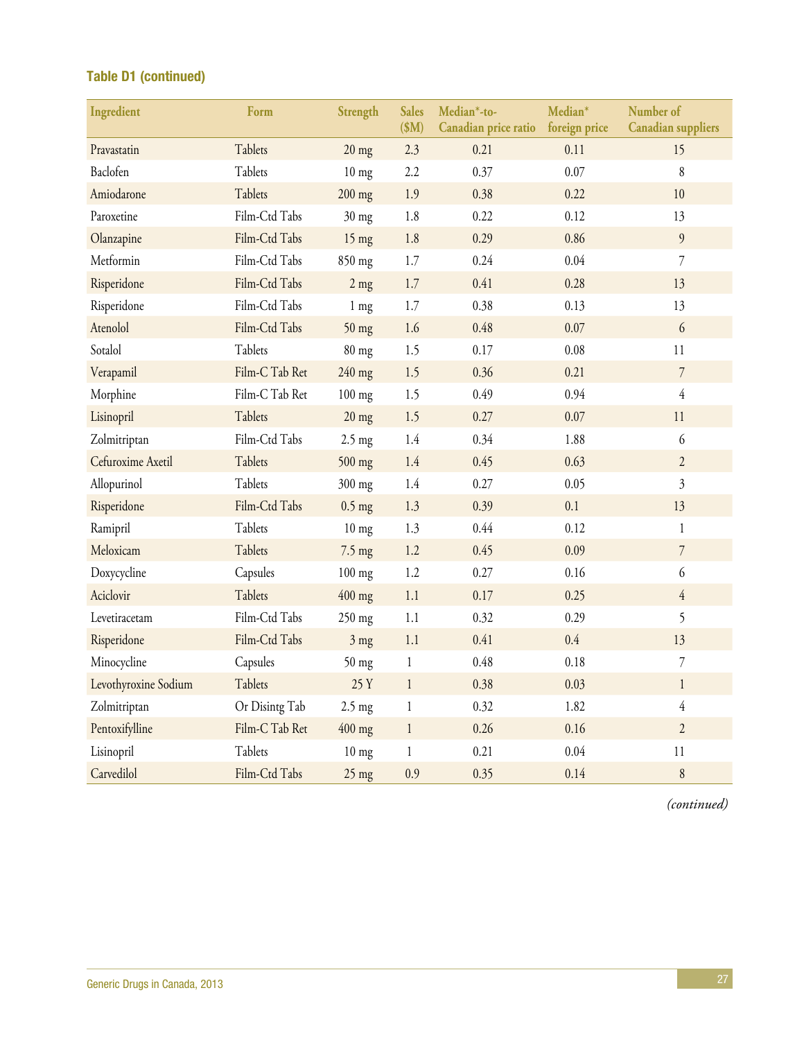**Table D1 (continued)**

| Ingredient | Form | Strength | Sales ($M) | Median*-to-Canadian price ratio | Median* foreign price | Number of Canadian suppliers |
|---|---|---|---|---|---|---|
| Pravastatin | Tablets | 20 mg | 2.3 | 0.21 | 0.11 | 15 |
| Baclofen | Tablets | 10 mg | 2.2 | 0.37 | 0.07 | 8 |
| Amiodarone | Tablets | 200 mg | 1.9 | 0.38 | 0.22 | 10 |
| Paroxetine | Film-Ctd Tabs | 30 mg | 1.8 | 0.22 | 0.12 | 13 |
| Olanzapine | Film-Ctd Tabs | 15 mg | 1.8 | 0.29 | 0.86 | 9 |
| Metformin | Film-Ctd Tabs | 850 mg | 1.7 | 0.24 | 0.04 | 7 |
| Risperidone | Film-Ctd Tabs | 2 mg | 1.7 | 0.41 | 0.28 | 13 |
| Risperidone | Film-Ctd Tabs | 1 mg | 1.7 | 0.38 | 0.13 | 13 |
| Atenolol | Film-Ctd Tabs | 50 mg | 1.6 | 0.48 | 0.07 | 6 |
| Sotalol | Tablets | 80 mg | 1.5 | 0.17 | 0.08 | 11 |
| Verapamil | Film-C Tab Ret | 240 mg | 1.5 | 0.36 | 0.21 | 7 |
| Morphine | Film-C Tab Ret | 100 mg | 1.5 | 0.49 | 0.94 | 4 |
| Lisinopril | Tablets | 20 mg | 1.5 | 0.27 | 0.07 | 11 |
| Zolmitriptan | Film-Ctd Tabs | 2.5 mg | 1.4 | 0.34 | 1.88 | 6 |
| Cefuroxime Axetil | Tablets | 500 mg | 1.4 | 0.45 | 0.63 | 2 |
| Allopurinol | Tablets | 300 mg | 1.4 | 0.27 | 0.05 | 3 |
| Risperidone | Film-Ctd Tabs | 0.5 mg | 1.3 | 0.39 | 0.1 | 13 |
| Ramipril | Tablets | 10 mg | 1.3 | 0.44 | 0.12 | 1 |
| Meloxicam | Tablets | 7.5 mg | 1.2 | 0.45 | 0.09 | 7 |
| Doxycycline | Capsules | 100 mg | 1.2 | 0.27 | 0.16 | 6 |
| Aciclovir | Tablets | 400 mg | 1.1 | 0.17 | 0.25 | 4 |
| Levetiracetam | Film-Ctd Tabs | 250 mg | 1.1 | 0.32 | 0.29 | 5 |
| Risperidone | Film-Ctd Tabs | 3 mg | 1.1 | 0.41 | 0.4 | 13 |
| Minocycline | Capsules | 50 mg | 1 | 0.48 | 0.18 | 7 |
| Levothyroxine Sodium | Tablets | 25 Y | 1 | 0.38 | 0.03 | 1 |
| Zolmitriptan | Or Disintg Tab | 2.5 mg | 1 | 0.32 | 1.82 | 4 |
| Pentoxifylline | Film-C Tab Ret | 400 mg | 1 | 0.26 | 0.16 | 2 |
| Lisinopril | Tablets | 10 mg | 1 | 0.21 | 0.04 | 11 |
| Carvedilol | Film-Ctd Tabs | 25 mg | 0.9 | 0.35 | 0.14 | 8 |

*(continued)*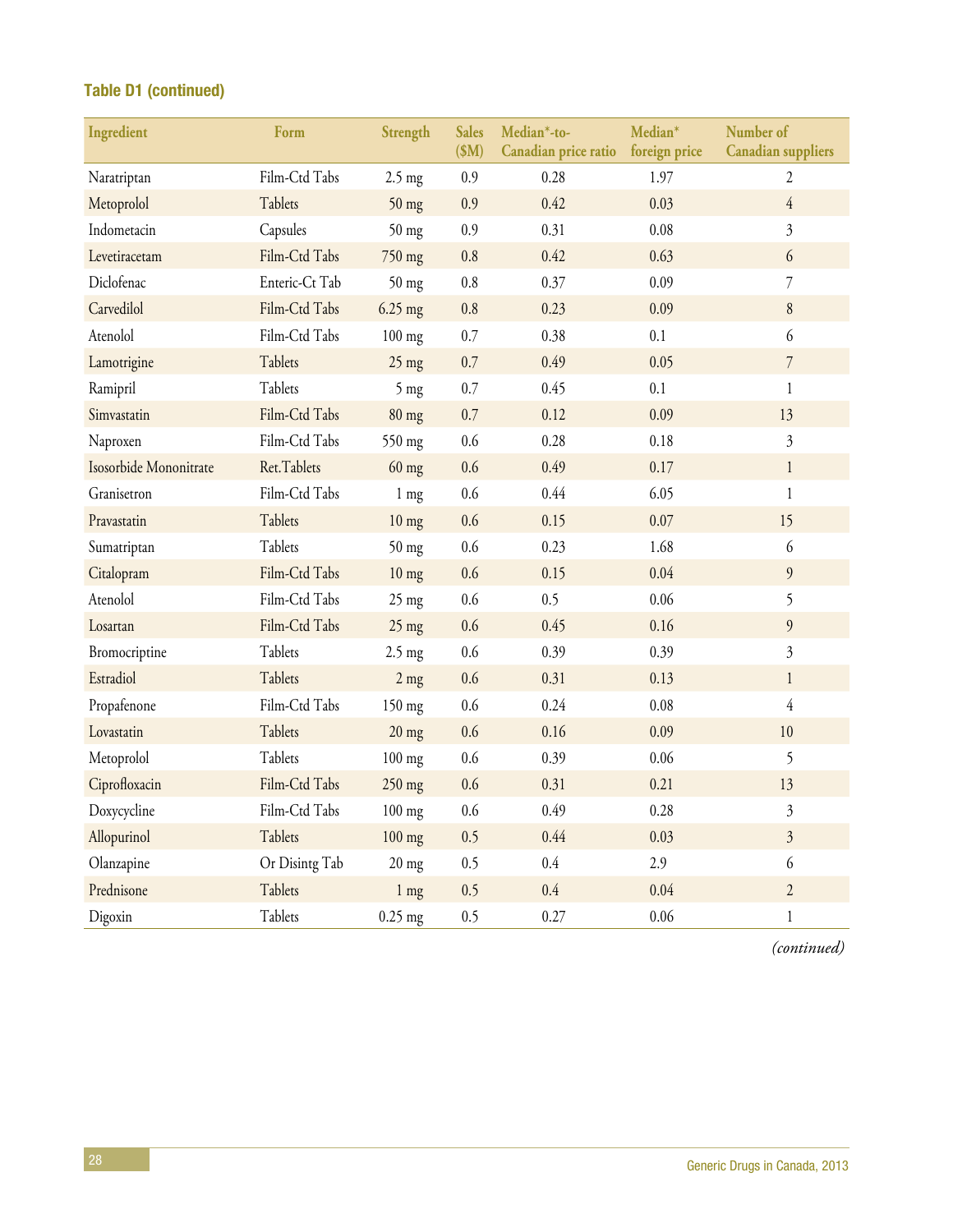**Table D1 (continued)**

| Ingredient | Form | Strength | Sales ($M) | Median*-to-Canadian price ratio | Median* foreign price | Number of Canadian suppliers |
|---|---|---|---|---|---|---|
| Naratriptan | Film-Ctd Tabs | 2.5 mg | 0.9 | 0.28 | 1.97 | 2 |
| Metoprolol | Tablets | 50 mg | 0.9 | 0.42 | 0.03 | 4 |
| Indometacin | Capsules | 50 mg | 0.9 | 0.31 | 0.08 | 3 |
| Levetiracetam | Film-Ctd Tabs | 750 mg | 0.8 | 0.42 | 0.63 | 6 |
| Diclofenac | Enteric-Ct Tab | 50 mg | 0.8 | 0.37 | 0.09 | 7 |
| Carvedilol | Film-Ctd Tabs | 6.25 mg | 0.8 | 0.23 | 0.09 | 8 |
| Atenolol | Film-Ctd Tabs | 100 mg | 0.7 | 0.38 | 0.1 | 6 |
| Lamotrigine | Tablets | 25 mg | 0.7 | 0.49 | 0.05 | 7 |
| Ramipril | Tablets | 5 mg | 0.7 | 0.45 | 0.1 | 1 |
| Simvastatin | Film-Ctd Tabs | 80 mg | 0.7 | 0.12 | 0.09 | 13 |
| Naproxen | Film-Ctd Tabs | 550 mg | 0.6 | 0.28 | 0.18 | 3 |
| Isosorbide Mononitrate | Ret.Tablets | 60 mg | 0.6 | 0.49 | 0.17 | 1 |
| Granisetron | Film-Ctd Tabs | 1 mg | 0.6 | 0.44 | 6.05 | 1 |
| Pravastatin | Tablets | 10 mg | 0.6 | 0.15 | 0.07 | 15 |
| Sumatriptan | Tablets | 50 mg | 0.6 | 0.23 | 1.68 | 6 |
| Citalopram | Film-Ctd Tabs | 10 mg | 0.6 | 0.15 | 0.04 | 9 |
| Atenolol | Film-Ctd Tabs | 25 mg | 0.6 | 0.5 | 0.06 | 5 |
| Losartan | Film-Ctd Tabs | 25 mg | 0.6 | 0.45 | 0.16 | 9 |
| Bromocriptine | Tablets | 2.5 mg | 0.6 | 0.39 | 0.39 | 3 |
| Estradiol | Tablets | 2 mg | 0.6 | 0.31 | 0.13 | 1 |
| Propafenone | Film-Ctd Tabs | 150 mg | 0.6 | 0.24 | 0.08 | 4 |
| Lovastatin | Tablets | 20 mg | 0.6 | 0.16 | 0.09 | 10 |
| Metoprolol | Tablets | 100 mg | 0.6 | 0.39 | 0.06 | 5 |
| Ciprofloxacin | Film-Ctd Tabs | 250 mg | 0.6 | 0.31 | 0.21 | 13 |
| Doxycycline | Film-Ctd Tabs | 100 mg | 0.6 | 0.49 | 0.28 | 3 |
| Allopurinol | Tablets | 100 mg | 0.5 | 0.44 | 0.03 | 3 |
| Olanzapine | Or Disintg Tab | 20 mg | 0.5 | 0.4 | 2.9 | 6 |
| Prednisone | Tablets | 1 mg | 0.5 | 0.4 | 0.04 | 2 |
| Digoxin | Tablets | 0.25 mg | 0.5 | 0.27 | 0.06 | 1 |

*(continued)*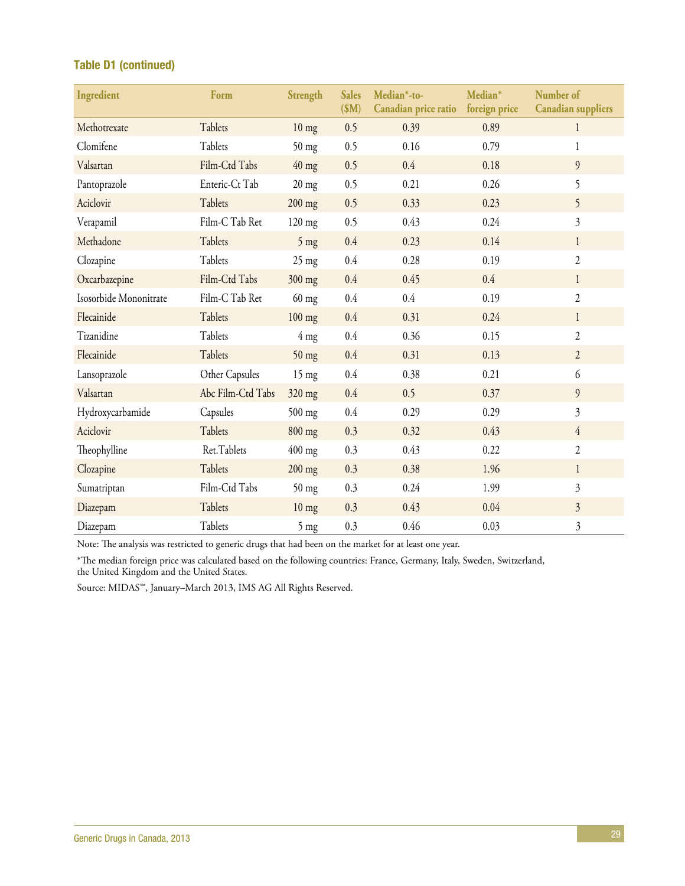### Table D1 (continued)

| Ingredient | Form | Strength | Sales ($M) | Median*-to-Canadian price ratio | Median* foreign price | Number of Canadian suppliers |
|---|---|---|---|---|---|---|
| Methotrexate | Tablets | 10 mg | 0.5 | 0.39 | 0.89 | 1 |
| Clomifene | Tablets | 50 mg | 0.5 | 0.16 | 0.79 | 1 |
| Valsartan | Film-Ctd Tabs | 40 mg | 0.5 | 0.4 | 0.18 | 9 |
| Pantoprazole | Enteric-Ct Tab | 20 mg | 0.5 | 0.21 | 0.26 | 5 |
| Aciclovir | Tablets | 200 mg | 0.5 | 0.33 | 0.23 | 5 |
| Verapamil | Film-C Tab Ret | 120 mg | 0.5 | 0.43 | 0.24 | 3 |
| Methadone | Tablets | 5 mg | 0.4 | 0.23 | 0.14 | 1 |
| Clozapine | Tablets | 25 mg | 0.4 | 0.28 | 0.19 | 2 |
| Oxcarbazepine | Film-Ctd Tabs | 300 mg | 0.4 | 0.45 | 0.4 | 1 |
| Isosorbide Mononitrate | Film-C Tab Ret | 60 mg | 0.4 | 0.4 | 0.19 | 2 |
| Flecainide | Tablets | 100 mg | 0.4 | 0.31 | 0.24 | 1 |
| Tizanidine | Tablets | 4 mg | 0.4 | 0.36 | 0.15 | 2 |
| Flecainide | Tablets | 50 mg | 0.4 | 0.31 | 0.13 | 2 |
| Lansoprazole | Other Capsules | 15 mg | 0.4 | 0.38 | 0.21 | 6 |
| Valsartan | Abc Film-Ctd Tabs | 320 mg | 0.4 | 0.5 | 0.37 | 9 |
| Hydroxycarbamide | Capsules | 500 mg | 0.4 | 0.29 | 0.29 | 3 |
| Aciclovir | Tablets | 800 mg | 0.3 | 0.32 | 0.43 | 4 |
| Theophylline | Ret.Tablets | 400 mg | 0.3 | 0.43 | 0.22 | 2 |
| Clozapine | Tablets | 200 mg | 0.3 | 0.38 | 1.96 | 1 |
| Sumatriptan | Film-Ctd Tabs | 50 mg | 0.3 | 0.24 | 1.99 | 3 |
| Diazepam | Tablets | 10 mg | 0.3 | 0.43 | 0.04 | 3 |
| Diazepam | Tablets | 5 mg | 0.3 | 0.46 | 0.03 | 3 |

Note: The analysis was restricted to generic drugs that had been on the market for at least one year.

*The median foreign price was calculated based on the following countries: France, Germany, Italy, Sweden, Switzerland, the United Kingdom and the United States.

Source: MIDAS™, January–March 2013, IMS AG All Rights Reserved.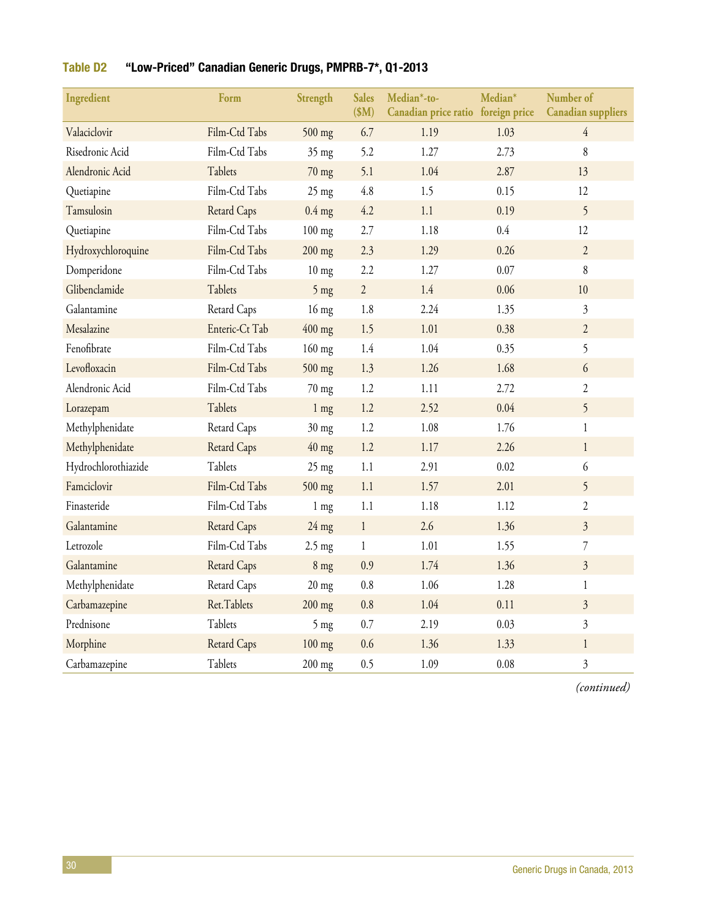**Table D2 "Low-Priced" Canadian Generic Drugs, PMPRB-7*, Q1-2013**

| Ingredient | Form | Strength | Sales ($M) | Median*-to-Canadian price ratio | Median* foreign price | Number of Canadian suppliers |
|---|---|---|---|---|---|---|
| Valaciclovir | Film-Ctd Tabs | 500 mg | 6.7 | 1.19 | 1.03 | 4 |
| Risedronic Acid | Film-Ctd Tabs | 35 mg | 5.2 | 1.27 | 2.73 | 8 |
| Alendronic Acid | Tablets | 70 mg | 5.1 | 1.04 | 2.87 | 13 |
| Quetiapine | Film-Ctd Tabs | 25 mg | 4.8 | 1.5 | 0.15 | 12 |
| Tamsulosin | Retard Caps | 0.4 mg | 4.2 | 1.1 | 0.19 | 5 |
| Quetiapine | Film-Ctd Tabs | 100 mg | 2.7 | 1.18 | 0.4 | 12 |
| Hydroxychloroquine | Film-Ctd Tabs | 200 mg | 2.3 | 1.29 | 0.26 | 2 |
| Domperidone | Film-Ctd Tabs | 10 mg | 2.2 | 1.27 | 0.07 | 8 |
| Glibenclamide | Tablets | 5 mg | 2 | 1.4 | 0.06 | 10 |
| Galantamine | Retard Caps | 16 mg | 1.8 | 2.24 | 1.35 | 3 |
| Mesalazine | Enteric-Ct Tab | 400 mg | 1.5 | 1.01 | 0.38 | 2 |
| Fenofibrate | Film-Ctd Tabs | 160 mg | 1.4 | 1.04 | 0.35 | 5 |
| Levofloxacin | Film-Ctd Tabs | 500 mg | 1.3 | 1.26 | 1.68 | 6 |
| Alendronic Acid | Film-Ctd Tabs | 70 mg | 1.2 | 1.11 | 2.72 | 2 |
| Lorazepam | Tablets | 1 mg | 1.2 | 2.52 | 0.04 | 5 |
| Methylphenidate | Retard Caps | 30 mg | 1.2 | 1.08 | 1.76 | 1 |
| Methylphenidate | Retard Caps | 40 mg | 1.2 | 1.17 | 2.26 | 1 |
| Hydrochlorothiazide | Tablets | 25 mg | 1.1 | 2.91 | 0.02 | 6 |
| Famciclovir | Film-Ctd Tabs | 500 mg | 1.1 | 1.57 | 2.01 | 5 |
| Finasteride | Film-Ctd Tabs | 1 mg | 1.1 | 1.18 | 1.12 | 2 |
| Galantamine | Retard Caps | 24 mg | 1 | 2.6 | 1.36 | 3 |
| Letrozole | Film-Ctd Tabs | 2.5 mg | 1 | 1.01 | 1.55 | 7 |
| Galantamine | Retard Caps | 8 mg | 0.9 | 1.74 | 1.36 | 3 |
| Methylphenidate | Retard Caps | 20 mg | 0.8 | 1.06 | 1.28 | 1 |
| Carbamazepine | Ret.Tablets | 200 mg | 0.8 | 1.04 | 0.11 | 3 |
| Prednisone | Tablets | 5 mg | 0.7 | 2.19 | 0.03 | 3 |
| Morphine | Retard Caps | 100 mg | 0.6 | 1.36 | 1.33 | 1 |
| Carbamazepine | Tablets | 200 mg | 0.5 | 1.09 | 0.08 | 3 |

*(continued)*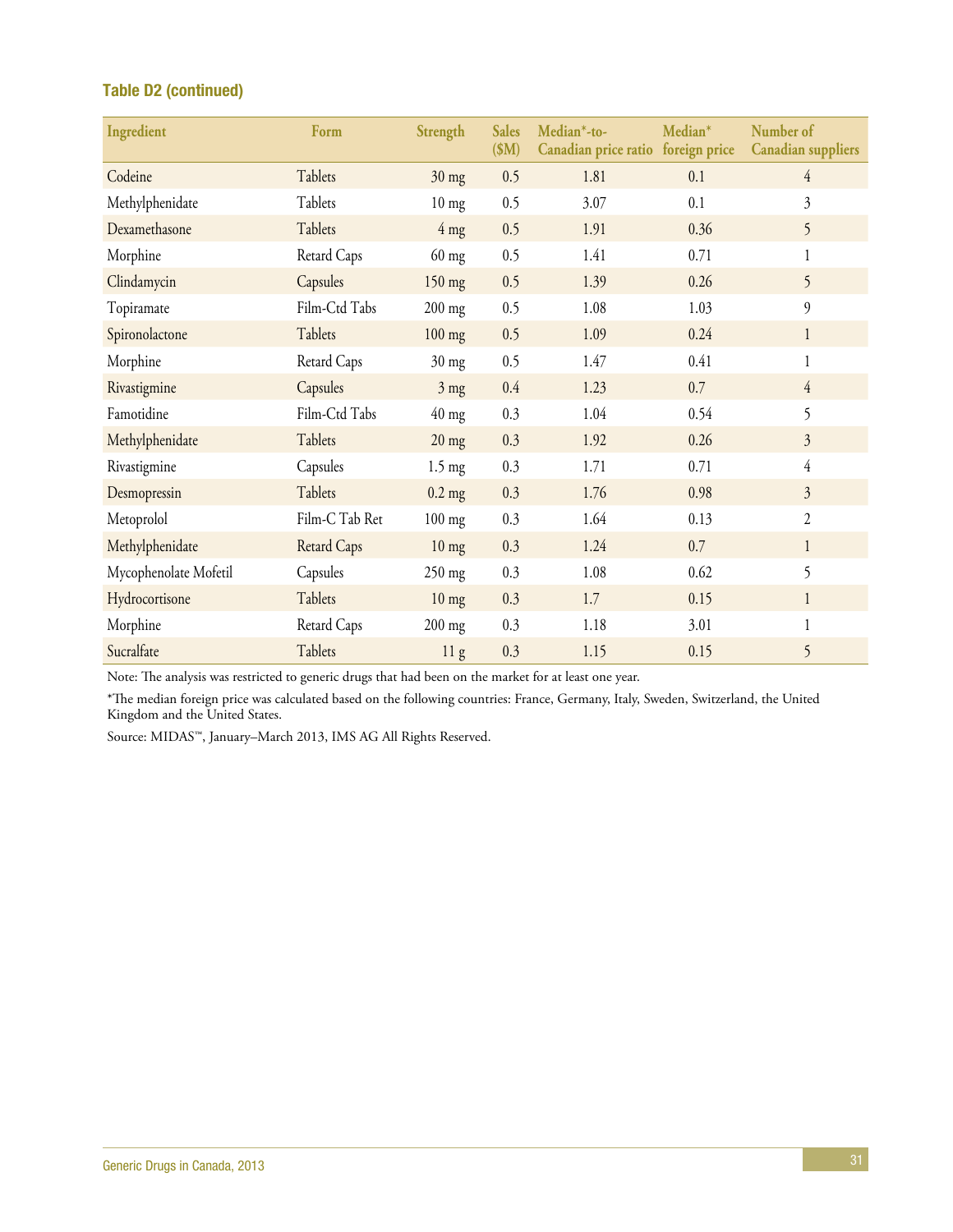### Table D2 (continued)

| Ingredient | Form | Strength | Sales ($M) | Median*-to-Canadian price ratio | Median* foreign price | Number of Canadian suppliers |
|---|---|---|---|---|---|---|
| Codeine | Tablets | 30 mg | 0.5 | 1.81 | 0.1 | 4 |
| Methylphenidate | Tablets | 10 mg | 0.5 | 3.07 | 0.1 | 3 |
| Dexamethasone | Tablets | 4 mg | 0.5 | 1.91 | 0.36 | 5 |
| Morphine | Retard Caps | 60 mg | 0.5 | 1.41 | 0.71 | 1 |
| Clindamycin | Capsules | 150 mg | 0.5 | 1.39 | 0.26 | 5 |
| Topiramate | Film-Ctd Tabs | 200 mg | 0.5 | 1.08 | 1.03 | 9 |
| Spironolactone | Tablets | 100 mg | 0.5 | 1.09 | 0.24 | 1 |
| Morphine | Retard Caps | 30 mg | 0.5 | 1.47 | 0.41 | 1 |
| Rivastigmine | Capsules | 3 mg | 0.4 | 1.23 | 0.7 | 4 |
| Famotidine | Film-Ctd Tabs | 40 mg | 0.3 | 1.04 | 0.54 | 5 |
| Methylphenidate | Tablets | 20 mg | 0.3 | 1.92 | 0.26 | 3 |
| Rivastigmine | Capsules | 1.5 mg | 0.3 | 1.71 | 0.71 | 4 |
| Desmopressin | Tablets | 0.2 mg | 0.3 | 1.76 | 0.98 | 3 |
| Metoprolol | Film-C Tab Ret | 100 mg | 0.3 | 1.64 | 0.13 | 2 |
| Methylphenidate | Retard Caps | 10 mg | 0.3 | 1.24 | 0.7 | 1 |
| Mycophenolate Mofetil | Capsules | 250 mg | 0.3 | 1.08 | 0.62 | 5 |
| Hydrocortisone | Tablets | 10 mg | 0.3 | 1.7 | 0.15 | 1 |
| Morphine | Retard Caps | 200 mg | 0.3 | 1.18 | 3.01 | 1 |
| Sucralfate | Tablets | 11 g | 0.3 | 1.15 | 0.15 | 5 |

Note: The analysis was restricted to generic drugs that had been on the market for at least one year.

*The median foreign price was calculated based on the following countries: France, Germany, Italy, Sweden, Switzerland, the United Kingdom and the United States.

Source: MIDAS™, January–March 2013, IMS AG All Rights Reserved.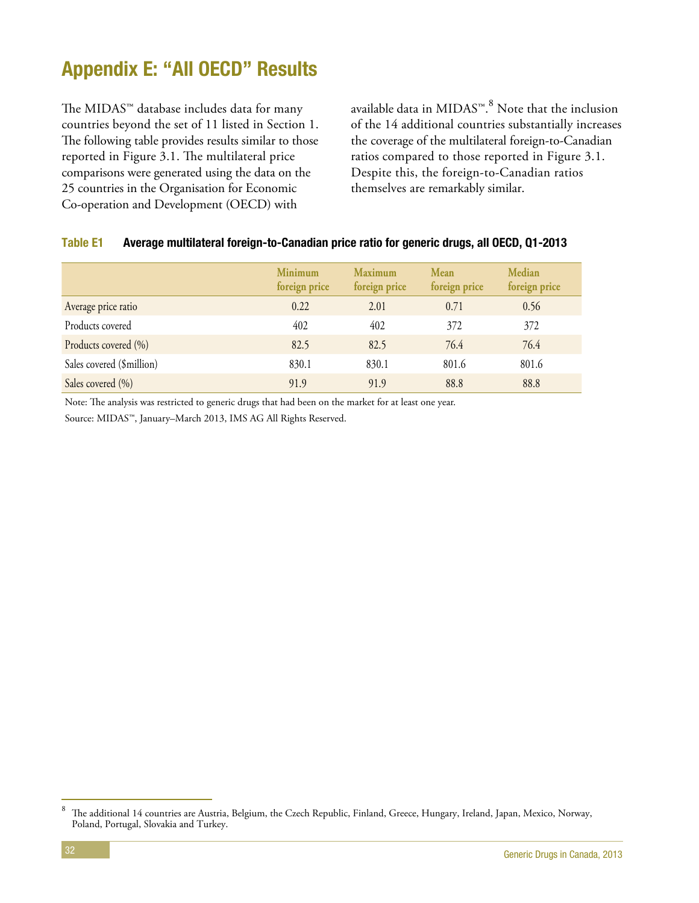# Appendix E: "All OECD" Results

The MIDAS™ database includes data for many countries beyond the set of 11 listed in Section 1. The following table provides results similar to those reported in Figure 3.1. The multilateral price comparisons were generated using the data on the 25 countries in the Organisation for Economic Co-operation and Development (OECD) with available data in MIDAS™.[8] Note that the inclusion of the 14 additional countries substantially increases the coverage of the multilateral foreign-to-Canadian ratios compared to those reported in Figure 3.1. Despite this, the foreign-to-Canadian ratios themselves are remarkably similar.

**Table E1 Average multilateral foreign-to-Canadian price ratio for generic drugs, all OECD, Q1-2013**

| | Minimum foreign price | Maximum foreign price | Mean foreign price | Median foreign price |
|---|---|---|---|---|
| Average price ratio | 0.22 | 2.01 | 0.71 | 0.56 |
| Products covered | 402 | 402 | 372 | 372 |
| Products covered (%) | 82.5 | 82.5 | 76.4 | 76.4 |
| Sales covered ($million) | 830.1 | 830.1 | 801.6 | 801.6 |
| Sales covered (%) | 91.9 | 91.9 | 88.8 | 88.8 |

Note: The analysis was restricted to generic drugs that had been on the market for at least one year.

Source: MIDAS™, January–March 2013, IMS AG All Rights Reserved.

---

[8] The additional 14 countries are Austria, Belgium, the Czech Republic, Finland, Greece, Hungary, Ireland, Japan, Mexico, Norway, Poland, Portugal, Slovakia and Turkey.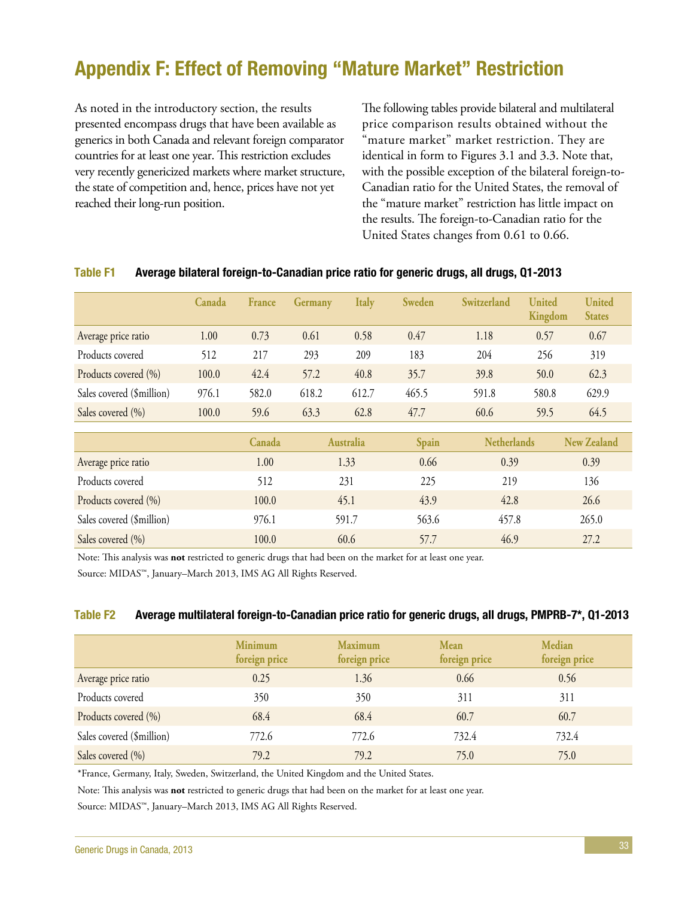# Appendix F: Effect of Removing "Mature Market" Restriction

As noted in the introductory section, the results presented encompass drugs that have been available as generics in both Canada and relevant foreign comparator countries for at least one year. This restriction excludes very recently genericized markets where market structure, the state of competition and, hence, prices have not yet reached their long-run position.

The following tables provide bilateral and multilateral price comparison results obtained without the "mature market" market restriction. They are identical in form to Figures 3.1 and 3.3. Note that, with the possible exception of the bilateral foreign-to-Canadian ratio for the United States, the removal of the "mature market" restriction has little impact on the results. The foreign-to-Canadian ratio for the United States changes from 0.61 to 0.66.

**Table F1 Average bilateral foreign-to-Canadian price ratio for generic drugs, all drugs, Q1-2013**

| | Canada | France | Germany | Italy | Sweden | Switzerland | United Kingdom | United States |
|---|---|---|---|---|---|---|---|---|
| Average price ratio | 1.00 | 0.73 | 0.61 | 0.58 | 0.47 | 1.18 | 0.57 | 0.67 |
| Products covered | 512 | 217 | 293 | 209 | 183 | 204 | 256 | 319 |
| Products covered (%) | 100.0 | 42.4 | 57.2 | 40.8 | 35.7 | 39.8 | 50.0 | 62.3 |
| Sales covered ($million) | 976.1 | 582.0 | 618.2 | 612.7 | 465.5 | 591.8 | 580.8 | 629.9 |
| Sales covered (%) | 100.0 | 59.6 | 63.3 | 62.8 | 47.7 | 60.6 | 59.5 | 64.5 |

| | Canada | Australia | Spain | Netherlands | New Zealand |
|---|---|---|---|---|---|
| Average price ratio | 1.00 | 1.33 | 0.66 | 0.39 | 0.39 |
| Products covered | 512 | 231 | 225 | 219 | 136 |
| Products covered (%) | 100.0 | 45.1 | 43.9 | 42.8 | 26.6 |
| Sales covered ($million) | 976.1 | 591.7 | 563.6 | 457.8 | 265.0 |
| Sales covered (%) | 100.0 | 60.6 | 57.7 | 46.9 | 27.2 |

Note: This analysis was **not** restricted to generic drugs that had been on the market for at least one year.

Source: MIDAS™, January–March 2013, IMS AG All Rights Reserved.

**Table F2 Average multilateral foreign-to-Canadian price ratio for generic drugs, all drugs, PMPRB-7*, Q1-2013**

| | Minimum foreign price | Maximum foreign price | Mean foreign price | Median foreign price |
|---|---|---|---|---|
| Average price ratio | 0.25 | 1.36 | 0.66 | 0.56 |
| Products covered | 350 | 350 | 311 | 311 |
| Products covered (%) | 68.4 | 68.4 | 60.7 | 60.7 |
| Sales covered ($million) | 772.6 | 772.6 | 732.4 | 732.4 |
| Sales covered (%) | 79.2 | 79.2 | 75.0 | 75.0 |

*France, Germany, Italy, Sweden, Switzerland, the United Kingdom and the United States.

Note: This analysis was **not** restricted to generic drugs that had been on the market for at least one year.

Source: MIDAS™, January–March 2013, IMS AG All Rights Reserved.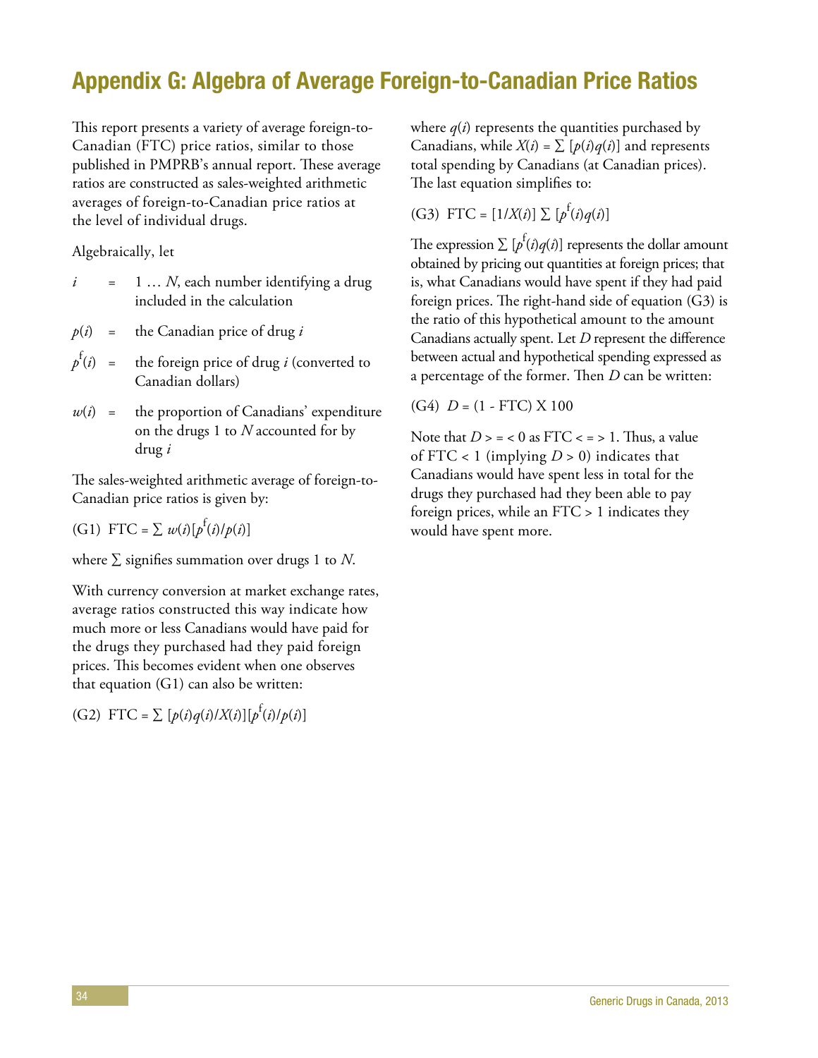# Appendix G: Algebra of Average Foreign-to-Canadian Price Ratios

This report presents a variety of average foreign-to-Canadian (FTC) price ratios, similar to those published in PMPRB's annual report. These average ratios are constructed as sales-weighted arithmetic averages of foreign-to-Canadian price ratios at the level of individual drugs.

Algebraically, let

- $i$ = 1 … $N$, each number identifying a drug included in the calculation
- $p(i)$ = the Canadian price of drug $i$
- $p^f(i)$ = the foreign price of drug $i$ (converted to Canadian dollars)
- $w(i)$ = the proportion of Canadians' expenditure on the drugs 1 to $N$ accounted for by drug $i$

The sales-weighted arithmetic average of foreign-to-Canadian price ratios is given by:

(G1) $\text{FTC} = \sum w(i)[p^f(i)/p(i)]$

where $\sum$ signifies summation over drugs 1 to $N$.

With currency conversion at market exchange rates, average ratios constructed this way indicate how much more or less Canadians would have paid for the drugs they purchased had they paid foreign prices. This becomes evident when one observes that equation (G1) can also be written:

(G2) $\text{FTC} = \sum [p(i)q(i)/X(i)][p^f(i)/p(i)]$

where $q(i)$ represents the quantities purchased by Canadians, while $X(i) = \sum [p(i)q(i)]$ and represents total spending by Canadians (at Canadian prices). The last equation simplifies to:

(G3) $\text{FTC} = [1/X(i)] \sum [p^f(i)q(i)]$

The expression $\sum [p^f(i)q(i)]$ represents the dollar amount obtained by pricing out quantities at foreign prices; that is, what Canadians would have spent if they had paid foreign prices. The right-hand side of equation (G3) is the ratio of this hypothetical amount to the amount Canadians actually spent. Let $D$ represent the difference between actual and hypothetical spending expressed as a percentage of the former. Then $D$ can be written:

(G4) $D = (1 - \text{FTC}) \text{ X } 100$

Note that $D >=< 0$ as $\text{FTC} <=> 1$. Thus, a value of $\text{FTC} < 1$ (implying $D > 0$) indicates that Canadians would have spent less in total for the drugs they purchased had they been able to pay foreign prices, while an $\text{FTC} > 1$ indicates they would have spent more.